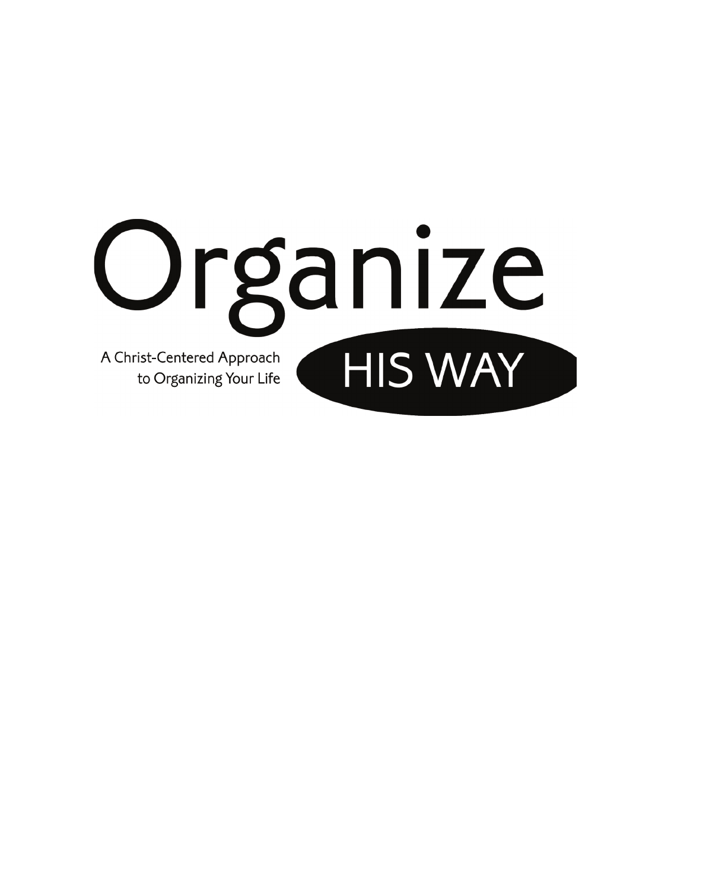# Organize HIS WAY

A Christ-Centered Approach to Organizing Your Life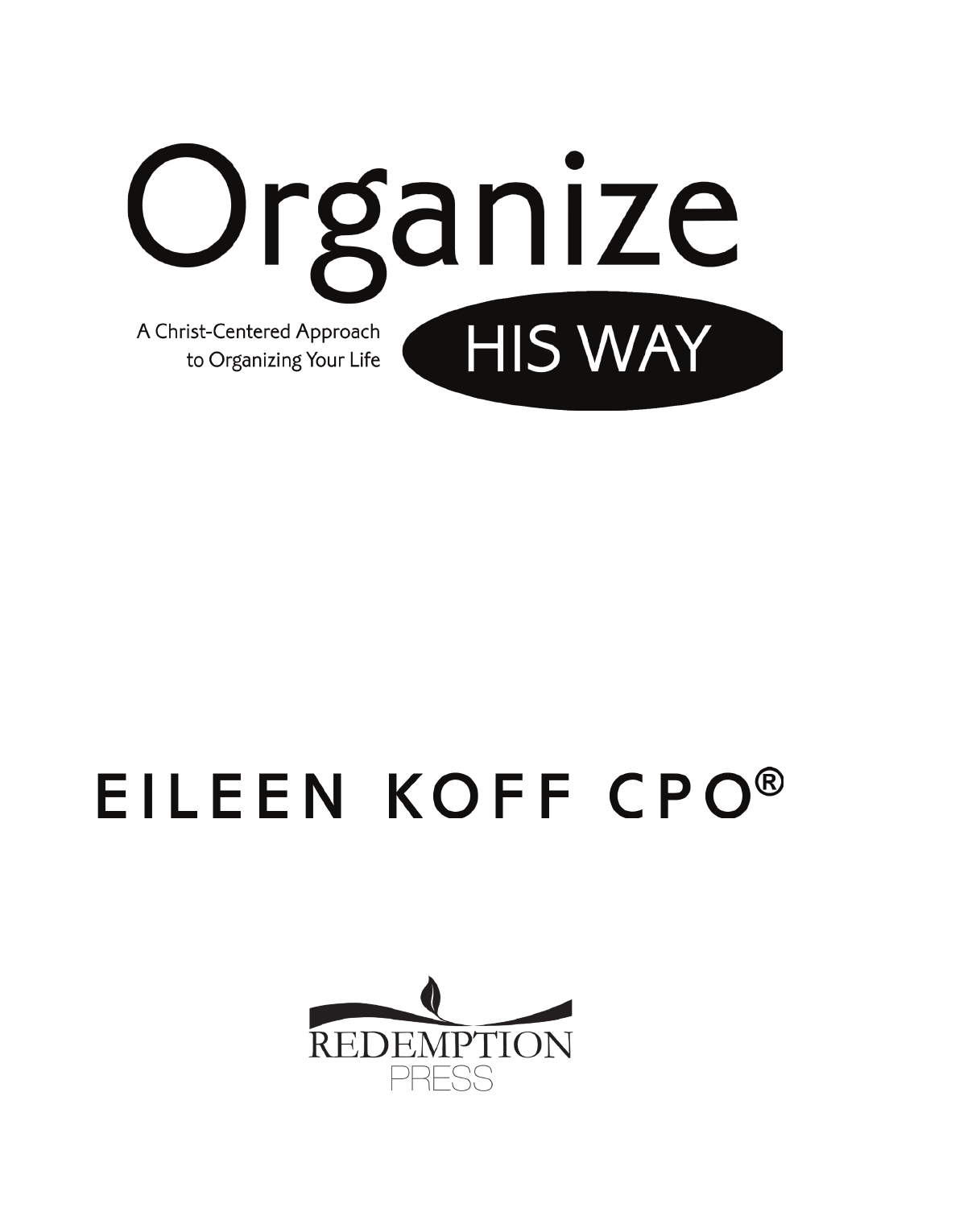# Organize HIS WAY

A Christ-Centered Approach to Organizing Your Life

EILEEN KOFF CPO®

REDEMPTION PRESS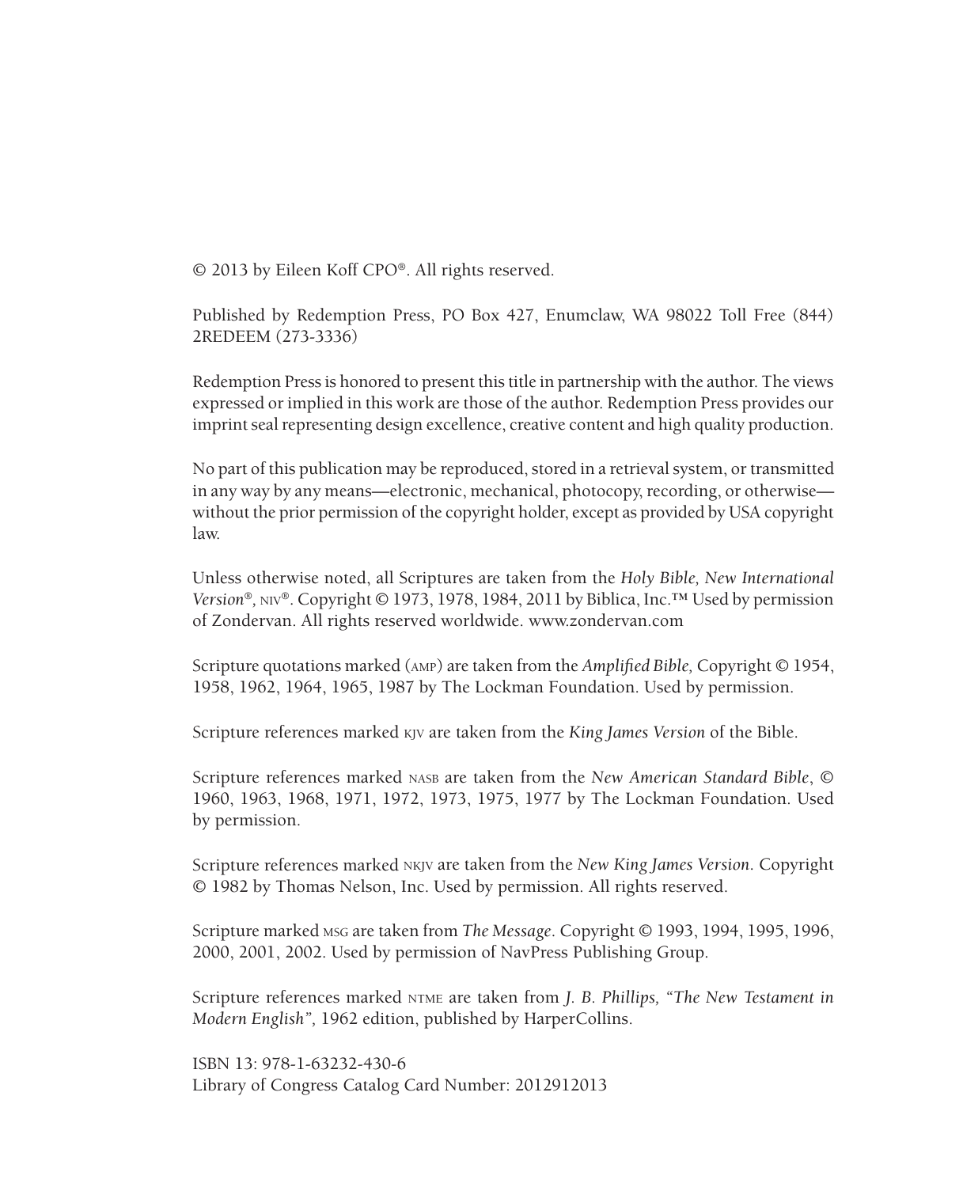© 2013 by Eileen Koff CPO®. All rights reserved.

Published by Redemption Press, PO Box 427, Enumclaw, WA 98022 Toll Free (844) 2REDEEM (273-3336)

Redemption Press is honored to present this title in partnership with the author. The views expressed or implied in this work are those of the author. Redemption Press provides our imprint seal representing design excellence, creative content and high quality production.

No part of this publication may be reproduced, stored in a retrieval system, or transmitted in any way by any means—electronic, mechanical, photocopy, recording, or otherwise—without the prior permission of the copyright holder, except as provided by USA copyright law.

Unless otherwise noted, all Scriptures are taken from the *Holy Bible, New International Version®,* NIV®. Copyright © 1973, 1978, 1984, 2011 by Biblica, Inc.™ Used by permission of Zondervan. All rights reserved worldwide. www.zondervan.com

Scripture quotations marked (AMP) are taken from the *Amplified Bible,* Copyright © 1954, 1958, 1962, 1964, 1965, 1987 by The Lockman Foundation. Used by permission.

Scripture references marked KJV are taken from the *King James Version* of the Bible.

Scripture references marked NASB are taken from the *New American Standard Bible*, © 1960, 1963, 1968, 1971, 1972, 1973, 1975, 1977 by The Lockman Foundation. Used by permission.

Scripture references marked NKJV are taken from the *New King James Version*. Copyright © 1982 by Thomas Nelson, Inc. Used by permission. All rights reserved.

Scripture marked MSG are taken from *The Message*. Copyright © 1993, 1994, 1995, 1996, 2000, 2001, 2002. Used by permission of NavPress Publishing Group.

Scripture references marked NTME are taken from *J. B. Phillips, "The New Testament in Modern English"*, 1962 edition, published by HarperCollins.

ISBN 13: 978-1-63232-430-6
Library of Congress Catalog Card Number: 2012912013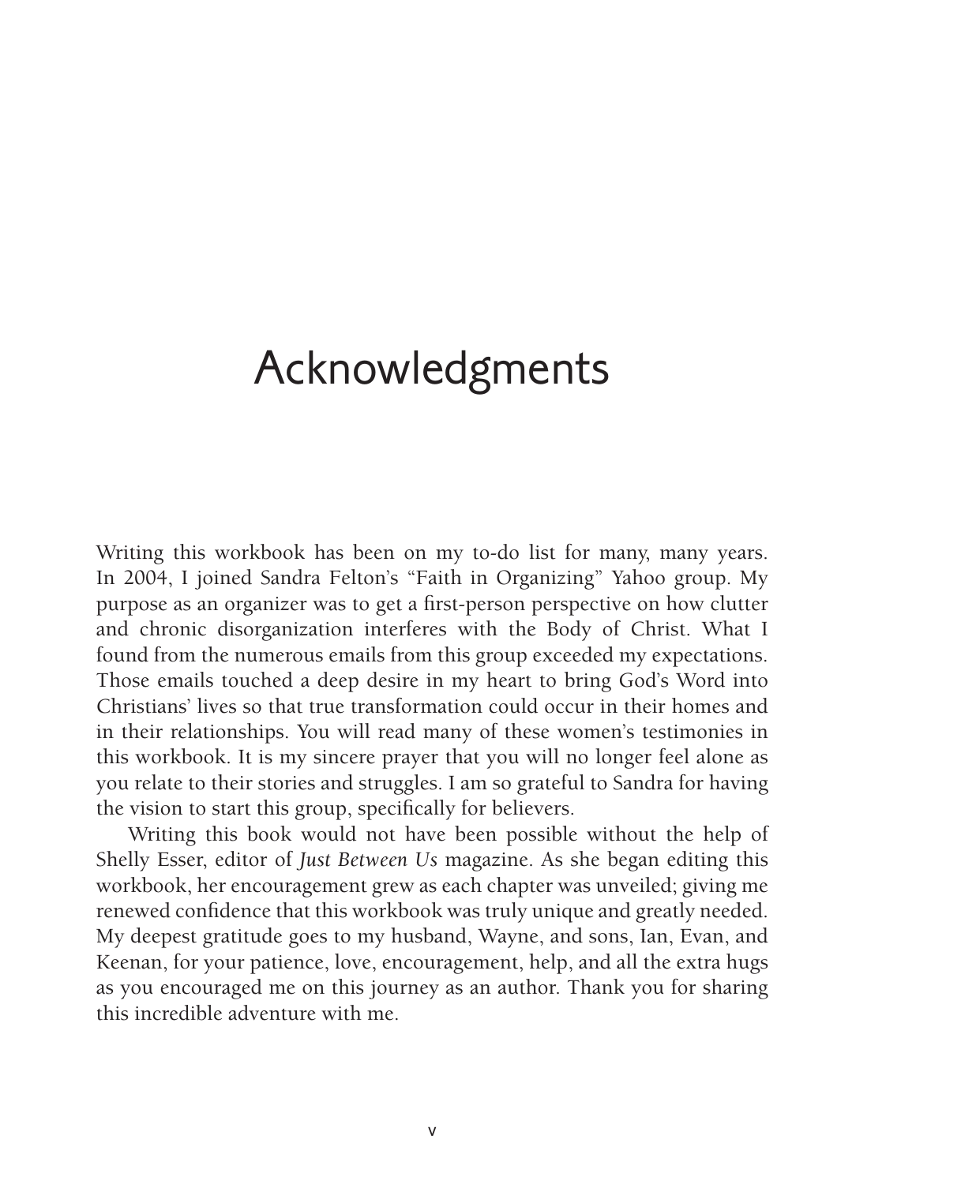# Acknowledgments

Writing this workbook has been on my to-do list for many, many years. In 2004, I joined Sandra Felton's "Faith in Organizing" Yahoo group. My purpose as an organizer was to get a first-person perspective on how clutter and chronic disorganization interferes with the Body of Christ. What I found from the numerous emails from this group exceeded my expectations. Those emails touched a deep desire in my heart to bring God's Word into Christians' lives so that true transformation could occur in their homes and in their relationships. You will read many of these women's testimonies in this workbook. It is my sincere prayer that you will no longer feel alone as you relate to their stories and struggles. I am so grateful to Sandra for having the vision to start this group, specifically for believers.

Writing this book would not have been possible without the help of Shelly Esser, editor of *Just Between Us* magazine. As she began editing this workbook, her encouragement grew as each chapter was unveiled; giving me renewed confidence that this workbook was truly unique and greatly needed. My deepest gratitude goes to my husband, Wayne, and sons, Ian, Evan, and Keenan, for your patience, love, encouragement, help, and all the extra hugs as you encouraged me on this journey as an author. Thank you for sharing this incredible adventure with me.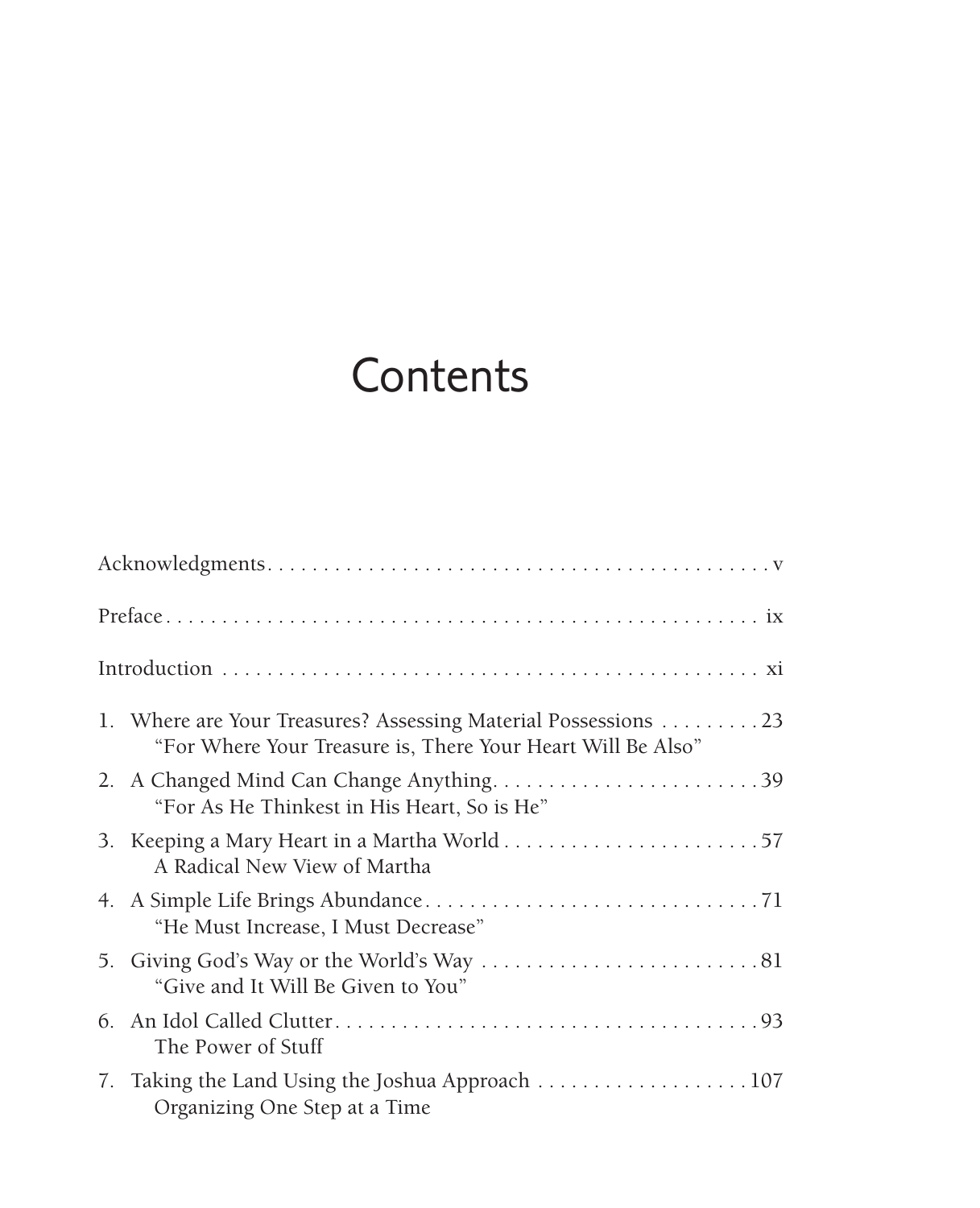# Contents

Acknowledgments . . . . . . . . . . v

Preface . . . . . . . . . . ix

Introduction . . . . . . . . . . xi

1. Where are Your Treasures? Assessing Material Possessions . . . . . . . . . 23
   "For Where Your Treasure is, There Your Heart Will Be Also"
2. A Changed Mind Can Change Anything. . . . . . . . . . 39
   "For As He Thinkest in His Heart, So is He"
3. Keeping a Mary Heart in a Martha World . . . . . . . . . . 57
   A Radical New View of Martha
4. A Simple Life Brings Abundance . . . . . . . . . . 71
   "He Must Increase, I Must Decrease"
5. Giving God's Way or the World's Way . . . . . . . . . . 81
   "Give and It Will Be Given to You"
6. An Idol Called Clutter . . . . . . . . . . 93
   The Power of Stuff
7. Taking the Land Using the Joshua Approach . . . . . . . . . . 107
   Organizing One Step at a Time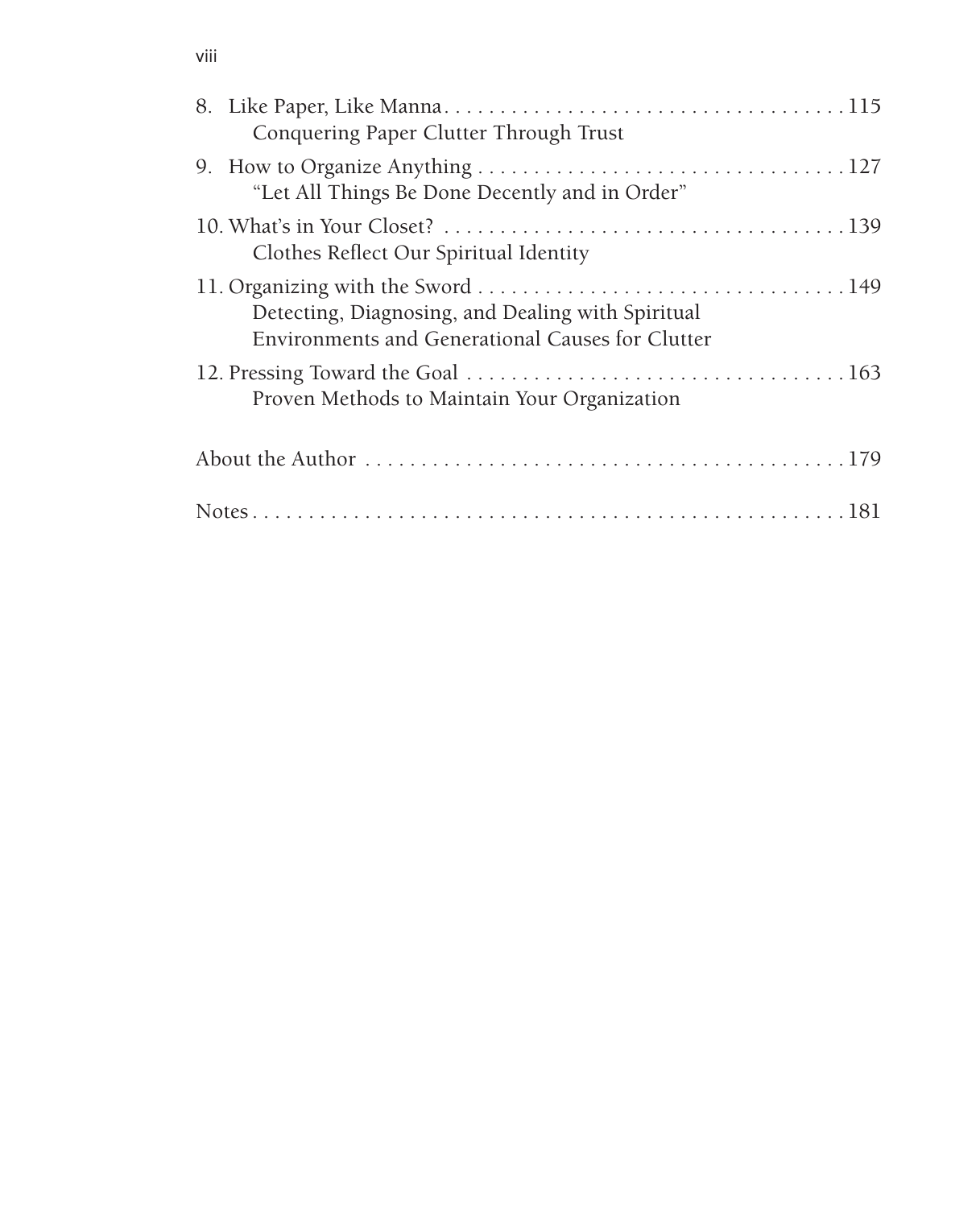8. Like Paper, Like Manna . . . . . . . . . . . . . . . . . . . . . . . . . . . . . . . . . . . . 115
   Conquering Paper Clutter Through Trust

9. How to Organize Anything . . . . . . . . . . . . . . . . . . . . . . . . . . . . . . . . 127
   "Let All Things Be Done Decently and in Order"

10. What's in Your Closet? . . . . . . . . . . . . . . . . . . . . . . . . . . . . . . . . . . . 139
    Clothes Reflect Our Spiritual Identity

11. Organizing with the Sword . . . . . . . . . . . . . . . . . . . . . . . . . . . . . . . . 149
    Detecting, Diagnosing, and Dealing with Spiritual Environments and Generational Causes for Clutter

12. Pressing Toward the Goal . . . . . . . . . . . . . . . . . . . . . . . . . . . . . . . . . 163
    Proven Methods to Maintain Your Organization

About the Author . . . . . . . . . . . . . . . . . . . . . . . . . . . . . . . . . . . . . . . . . . 179

Notes . . . . . . . . . . . . . . . . . . . . . . . . . . . . . . . . . . . . . . . . . . . . . . . . . . 181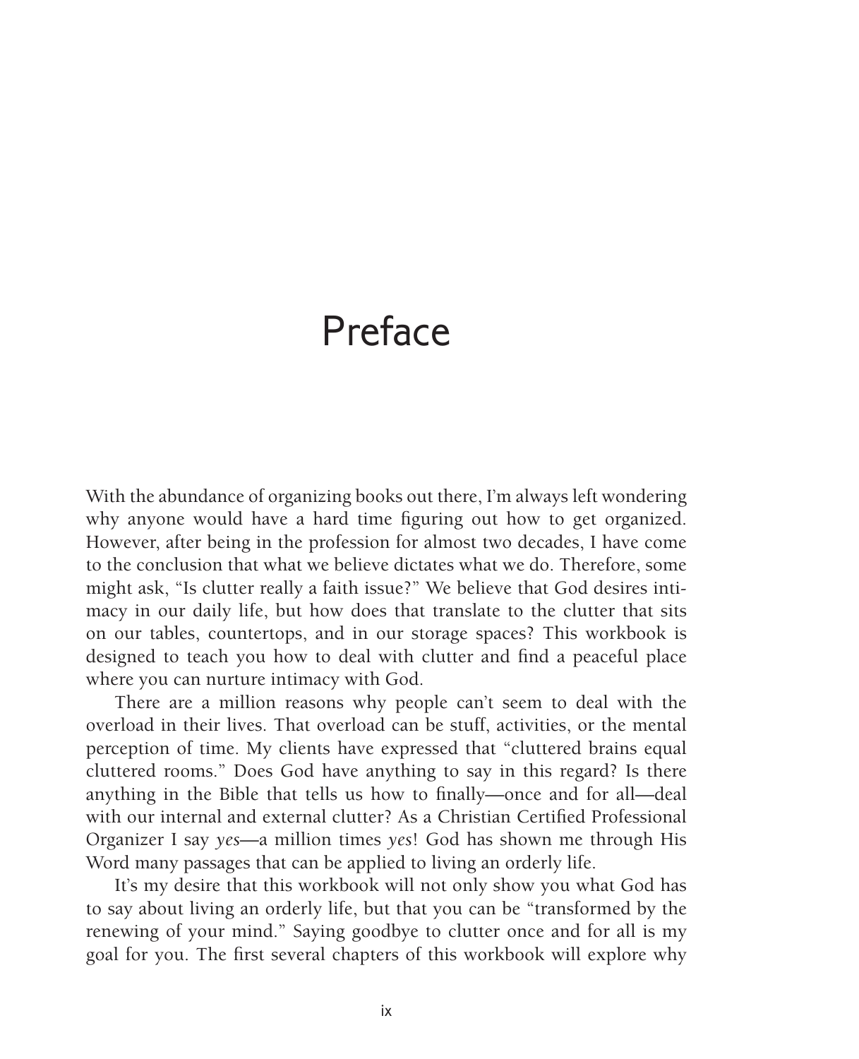# Preface

With the abundance of organizing books out there, I'm always left wondering why anyone would have a hard time figuring out how to get organized. However, after being in the profession for almost two decades, I have come to the conclusion that what we believe dictates what we do. Therefore, some might ask, "Is clutter really a faith issue?" We believe that God desires intimacy in our daily life, but how does that translate to the clutter that sits on our tables, countertops, and in our storage spaces? This workbook is designed to teach you how to deal with clutter and find a peaceful place where you can nurture intimacy with God.

There are a million reasons why people can't seem to deal with the overload in their lives. That overload can be stuff, activities, or the mental perception of time. My clients have expressed that "cluttered brains equal cluttered rooms." Does God have anything to say in this regard? Is there anything in the Bible that tells us how to finally—once and for all—deal with our internal and external clutter? As a Christian Certified Professional Organizer I say *yes*—a million times *yes*! God has shown me through His Word many passages that can be applied to living an orderly life.

It's my desire that this workbook will not only show you what God has to say about living an orderly life, but that you can be "transformed by the renewing of your mind." Saying goodbye to clutter once and for all is my goal for you. The first several chapters of this workbook will explore why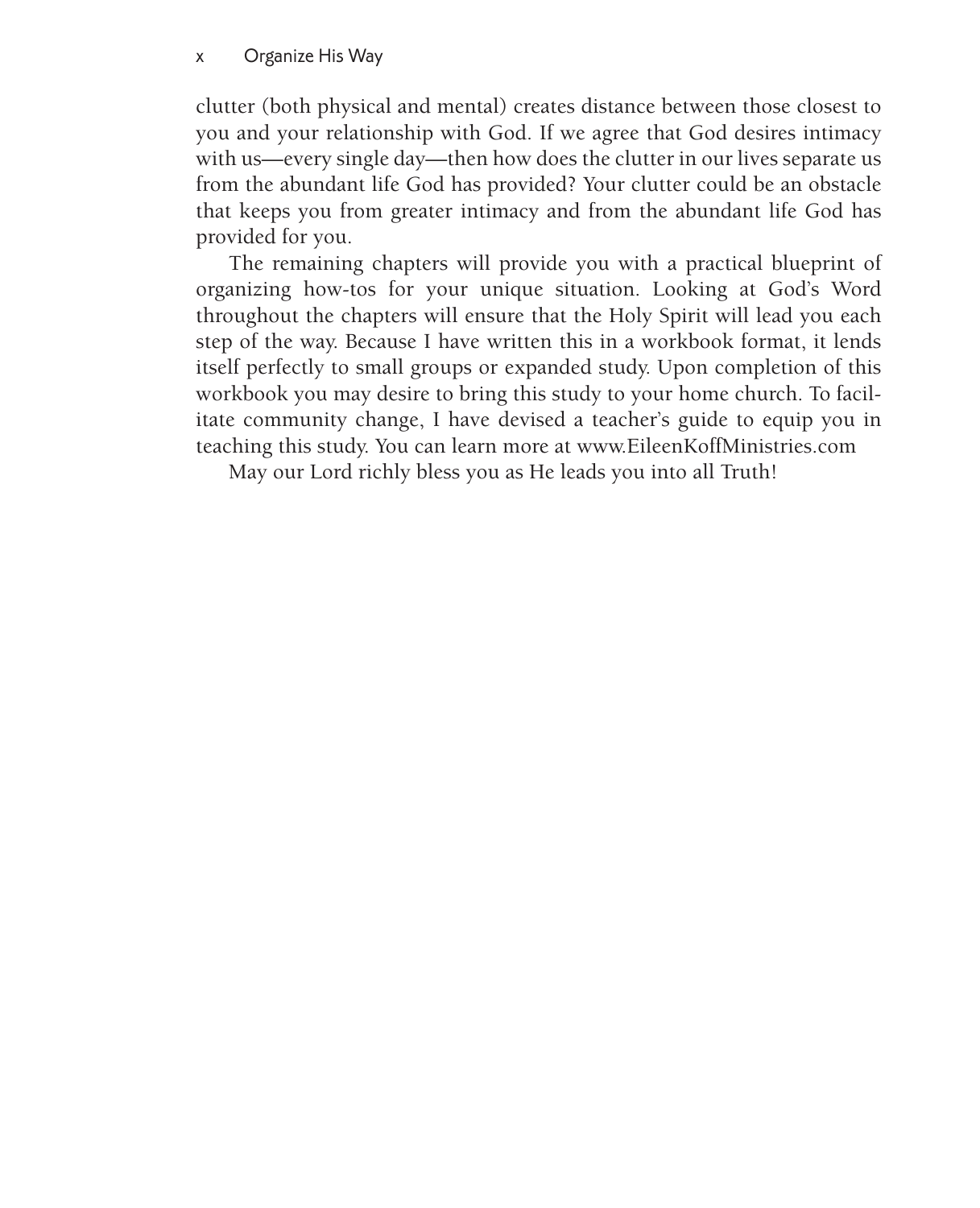clutter (both physical and mental) creates distance between those closest to you and your relationship with God. If we agree that God desires intimacy with us—every single day—then how does the clutter in our lives separate us from the abundant life God has provided? Your clutter could be an obstacle that keeps you from greater intimacy and from the abundant life God has provided for you.

The remaining chapters will provide you with a practical blueprint of organizing how-tos for your unique situation. Looking at God's Word throughout the chapters will ensure that the Holy Spirit will lead you each step of the way. Because I have written this in a workbook format, it lends itself perfectly to small groups or expanded study. Upon completion of this workbook you may desire to bring this study to your home church. To facilitate community change, I have devised a teacher's guide to equip you in teaching this study. You can learn more at www.EileenKoffMinistries.com

May our Lord richly bless you as He leads you into all Truth!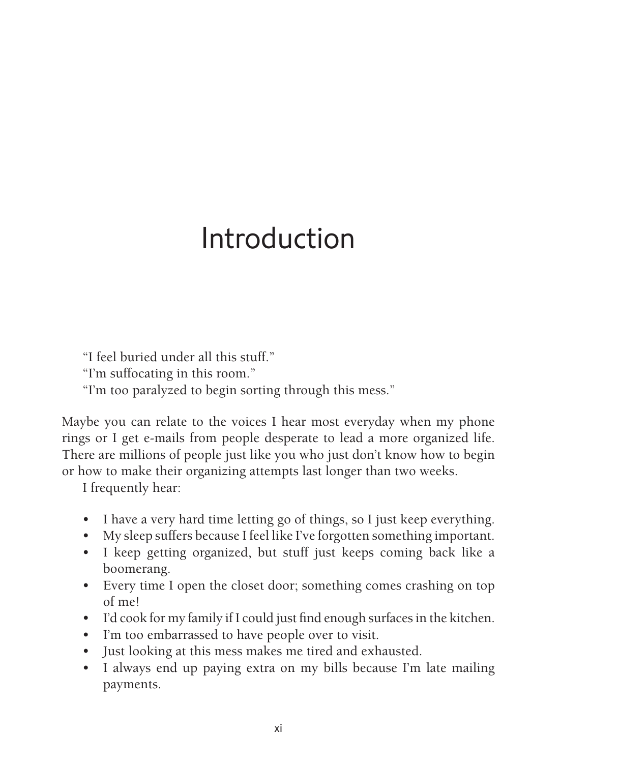# Introduction

"I feel buried under all this stuff."
"I'm suffocating in this room."
"I'm too paralyzed to begin sorting through this mess."

Maybe you can relate to the voices I hear most everyday when my phone rings or I get e-mails from people desperate to lead a more organized life. There are millions of people just like you who just don't know how to begin or how to make their organizing attempts last longer than two weeks.

I frequently hear:

- I have a very hard time letting go of things, so I just keep everything.
- My sleep suffers because I feel like I've forgotten something important.
- I keep getting organized, but stuff just keeps coming back like a boomerang.
- Every time I open the closet door; something comes crashing on top of me!
- I'd cook for my family if I could just find enough surfaces in the kitchen.
- I'm too embarrassed to have people over to visit.
- Just looking at this mess makes me tired and exhausted.
- I always end up paying extra on my bills because I'm late mailing payments.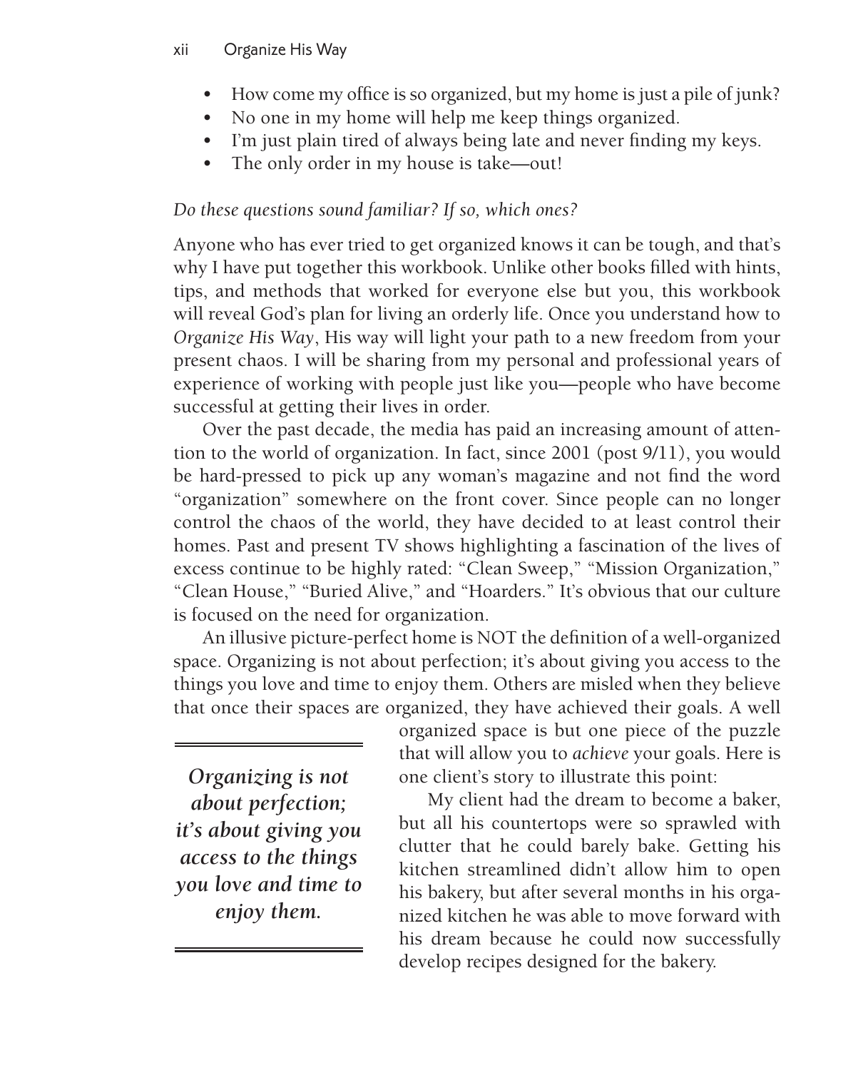- How come my office is so organized, but my home is just a pile of junk?
- No one in my home will help me keep things organized.
- I'm just plain tired of always being late and never finding my keys.
- The only order in my house is take—out!

*Do these questions sound familiar? If so, which ones?*

Anyone who has ever tried to get organized knows it can be tough, and that's why I have put together this workbook. Unlike other books filled with hints, tips, and methods that worked for everyone else but you, this workbook will reveal God's plan for living an orderly life. Once you understand how to *Organize His Way*, His way will light your path to a new freedom from your present chaos. I will be sharing from my personal and professional years of experience of working with people just like you—people who have become successful at getting their lives in order.

Over the past decade, the media has paid an increasing amount of attention to the world of organization. In fact, since 2001 (post 9/11), you would be hard-pressed to pick up any woman's magazine and not find the word "organization" somewhere on the front cover. Since people can no longer control the chaos of the world, they have decided to at least control their homes. Past and present TV shows highlighting a fascination of the lives of excess continue to be highly rated: "Clean Sweep," "Mission Organization," "Clean House," "Buried Alive," and "Hoarders." It's obvious that our culture is focused on the need for organization.

An illusive picture-perfect home is NOT the definition of a well-organized space. Organizing is not about perfection; it's about giving you access to the things you love and time to enjoy them. Others are misled when they believe that once their spaces are organized, they have achieved their goals. A well organized space is but one piece of the puzzle that will allow you to *achieve* your goals. Here is one client's story to illustrate this point:

> ***Organizing is not about perfection; it's about giving you access to the things you love and time to enjoy them.***

My client had the dream to become a baker, but all his countertops were so sprawled with clutter that he could barely bake. Getting his kitchen streamlined didn't allow him to open his bakery, but after several months in his organized kitchen he was able to move forward with his dream because he could now successfully develop recipes designed for the bakery.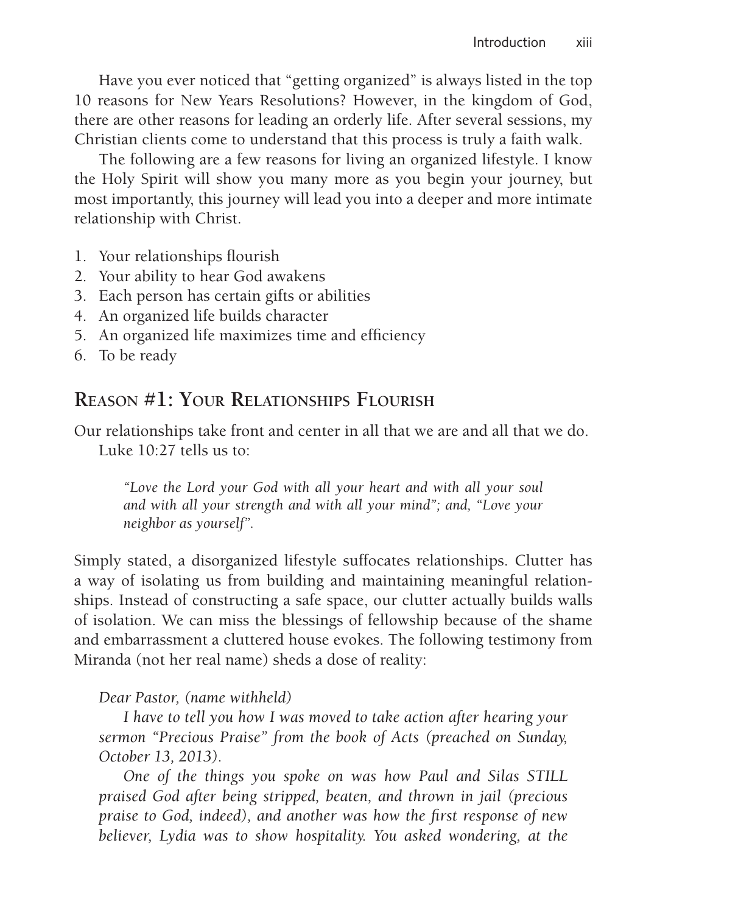Have you ever noticed that "getting organized" is always listed in the top 10 reasons for New Years Resolutions? However, in the kingdom of God, there are other reasons for leading an orderly life. After several sessions, my Christian clients come to understand that this process is truly a faith walk.

The following are a few reasons for living an organized lifestyle. I know the Holy Spirit will show you many more as you begin your journey, but most importantly, this journey will lead you into a deeper and more intimate relationship with Christ.

1. Your relationships flourish
2. Your ability to hear God awakens
3. Each person has certain gifts or abilities
4. An organized life builds character
5. An organized life maximizes time and efficiency
6. To be ready

## Reason #1: Your Relationships Flourish

Our relationships take front and center in all that we are and all that we do.

Luke 10:27 tells us to:

> *"Love the Lord your God with all your heart and with all your soul and with all your strength and with all your mind"; and, "Love your neighbor as yourself".*

Simply stated, a disorganized lifestyle suffocates relationships. Clutter has a way of isolating us from building and maintaining meaningful relationships. Instead of constructing a safe space, our clutter actually builds walls of isolation. We can miss the blessings of fellowship because of the shame and embarrassment a cluttered house evokes. The following testimony from Miranda (not her real name) sheds a dose of reality:

*Dear Pastor, (name withheld)*

*I have to tell you how I was moved to take action after hearing your sermon "Precious Praise" from the book of Acts (preached on Sunday, October 13, 2013).*

*One of the things you spoke on was how Paul and Silas STILL praised God after being stripped, beaten, and thrown in jail (precious praise to God, indeed), and another was how the first response of new believer, Lydia was to show hospitality. You asked wondering, at the*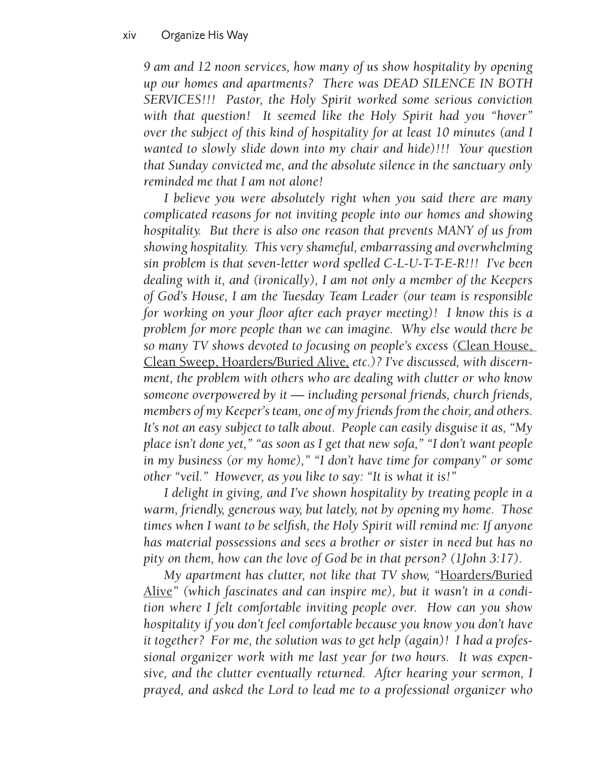*9 am and 12 noon services, how many of us show hospitality by opening up our homes and apartments? There was DEAD SILENCE IN BOTH SERVICES!!! Pastor, the Holy Spirit worked some serious conviction with that question! It seemed like the Holy Spirit had you "hover" over the subject of this kind of hospitality for at least 10 minutes (and I wanted to slowly slide down into my chair and hide)!!! Your question that Sunday convicted me, and the absolute silence in the sanctuary only reminded me that I am not alone!*

*I believe you were absolutely right when you said there are many complicated reasons for not inviting people into our homes and showing hospitality. But there is also one reason that prevents MANY of us from showing hospitality. This very shameful, embarrassing and overwhelming sin problem is that seven-letter word spelled C-L-U-T-T-E-R!!! I've been dealing with it, and (ironically), I am not only a member of the Keepers of God's House, I am the Tuesday Team Leader (our team is responsible for working on your floor after each prayer meeting)! I know this is a problem for more people than we can imagine. Why else would there be so many TV shows devoted to focusing on people's excess (*Clean House, Clean Sweep, Hoarders/Buried Alive, *etc.)? I've discussed, with discernment, the problem with others who are dealing with clutter or who know someone overpowered by it — including personal friends, church friends, members of my Keeper's team, one of my friends from the choir, and others. It's not an easy subject to talk about. People can easily disguise it as, "My place isn't done yet," "as soon as I get that new sofa," "I don't want people in my business (or my home)," "I don't have time for company" or some other "veil." However, as you like to say: "It is what it is!"*

*I delight in giving, and I've shown hospitality by treating people in a warm, friendly, generous way, but lately, not by opening my home. Those times when I want to be selfish, the Holy Spirit will remind me: If anyone has material possessions and sees a brother or sister in need but has no pity on them, how can the love of God be in that person? (1John 3:17).*

*My apartment has clutter, not like that TV show, "*Hoarders/Buried Alive*" (which fascinates and can inspire me), but it wasn't in a condition where I felt comfortable inviting people over. How can you show hospitality if you don't feel comfortable because you know you don't have it together? For me, the solution was to get help (again)! I had a professional organizer work with me last year for two hours. It was expensive, and the clutter eventually returned. After hearing your sermon, I prayed, and asked the Lord to lead me to a professional organizer who*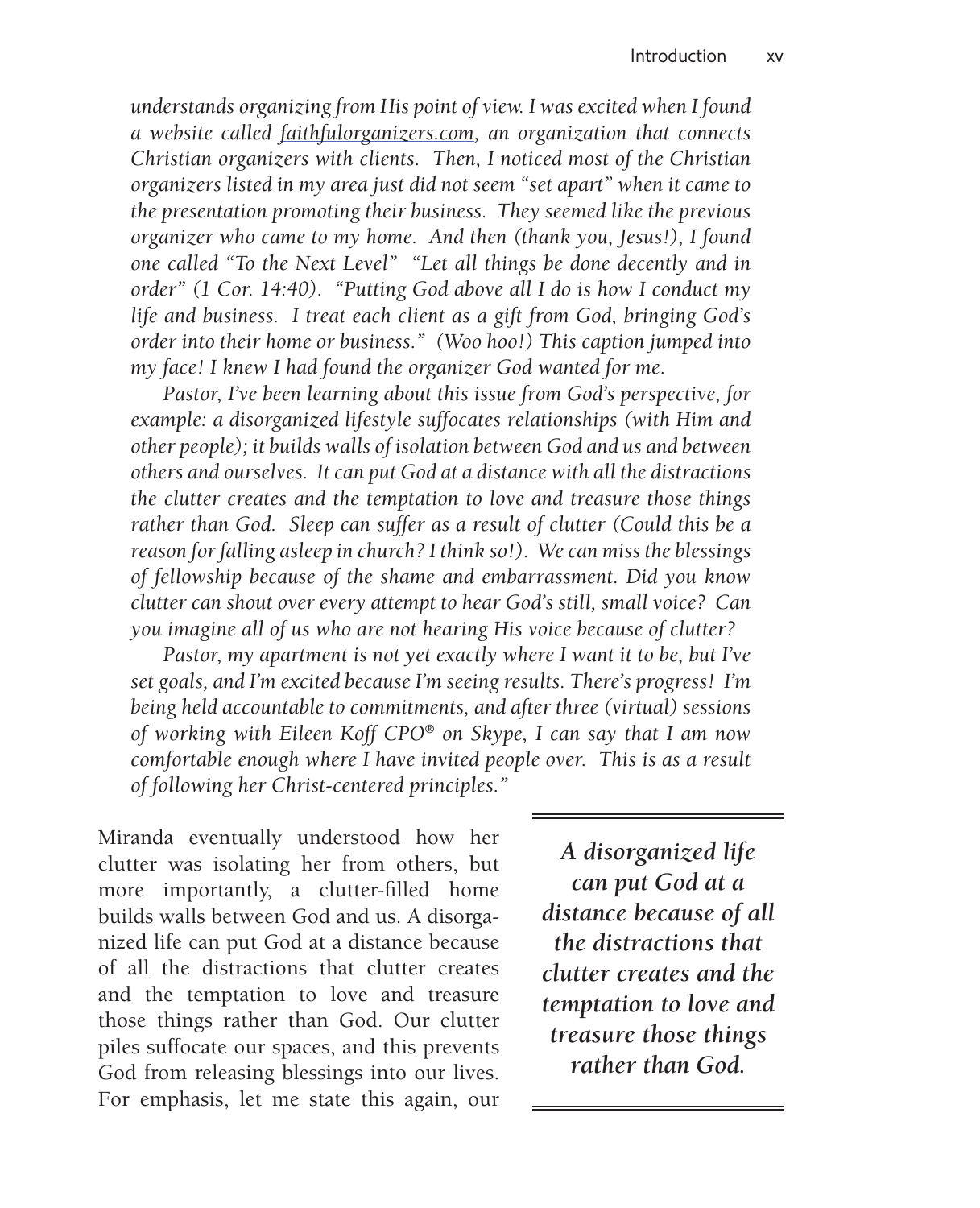*understands organizing from His point of view. I was excited when I found a website called faithfulorganizers.com, an organization that connects Christian organizers with clients. Then, I noticed most of the Christian organizers listed in my area just did not seem "set apart" when it came to the presentation promoting their business. They seemed like the previous organizer who came to my home. And then (thank you, Jesus!), I found one called "To the Next Level" "Let all things be done decently and in order" (1 Cor. 14:40). "Putting God above all I do is how I conduct my life and business. I treat each client as a gift from God, bringing God's order into their home or business." (Woo hoo!) This caption jumped into my face! I knew I had found the organizer God wanted for me.*

*Pastor, I've been learning about this issue from God's perspective, for example: a disorganized lifestyle suffocates relationships (with Him and other people); it builds walls of isolation between God and us and between others and ourselves. It can put God at a distance with all the distractions the clutter creates and the temptation to love and treasure those things rather than God. Sleep can suffer as a result of clutter (Could this be a reason for falling asleep in church? I think so!). We can miss the blessings of fellowship because of the shame and embarrassment. Did you know clutter can shout over every attempt to hear God's still, small voice? Can you imagine all of us who are not hearing His voice because of clutter?*

*Pastor, my apartment is not yet exactly where I want it to be, but I've set goals, and I'm excited because I'm seeing results. There's progress! I'm being held accountable to commitments, and after three (virtual) sessions of working with Eileen Koff CPO® on Skype, I can say that I am now comfortable enough where I have invited people over. This is as a result of following her Christ-centered principles."*

> ***A disorganized life can put God at a distance because of all the distractions that clutter creates and the temptation to love and treasure those things rather than God.***

Miranda eventually understood how her clutter was isolating her from others, but more importantly, a clutter-filled home builds walls between God and us. A disorganized life can put God at a distance because of all the distractions that clutter creates and the temptation to love and treasure those things rather than God. Our clutter piles suffocate our spaces, and this prevents God from releasing blessings into our lives. For emphasis, let me state this again, our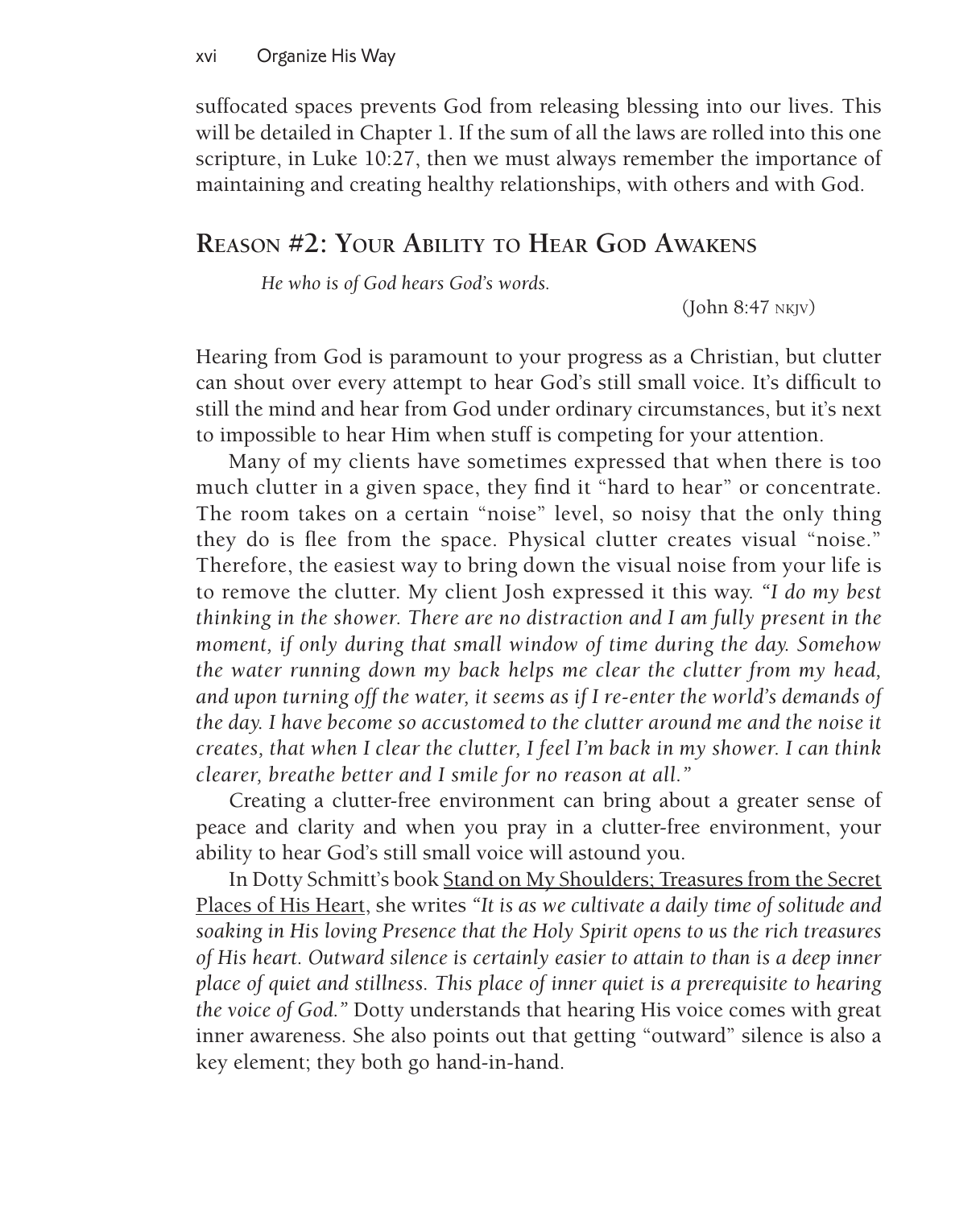suffocated spaces prevents God from releasing blessing into our lives. This will be detailed in Chapter 1. If the sum of all the laws are rolled into this one scripture, in Luke 10:27, then we must always remember the importance of maintaining and creating healthy relationships, with others and with God.

## Reason #2: Your Ability to Hear God Awakens

> *He who is of God hears God's words.*
>
> (John 8:47 NKJV)

Hearing from God is paramount to your progress as a Christian, but clutter can shout over every attempt to hear God's still small voice. It's difficult to still the mind and hear from God under ordinary circumstances, but it's next to impossible to hear Him when stuff is competing for your attention.

Many of my clients have sometimes expressed that when there is too much clutter in a given space, they find it "hard to hear" or concentrate. The room takes on a certain "noise" level, so noisy that the only thing they do is flee from the space. Physical clutter creates visual "noise." Therefore, the easiest way to bring down the visual noise from your life is to remove the clutter. My client Josh expressed it this way. *"I do my best thinking in the shower. There are no distraction and I am fully present in the moment, if only during that small window of time during the day. Somehow the water running down my back helps me clear the clutter from my head, and upon turning off the water, it seems as if I re-enter the world's demands of the day. I have become so accustomed to the clutter around me and the noise it creates, that when I clear the clutter, I feel I'm back in my shower. I can think clearer, breathe better and I smile for no reason at all."*

Creating a clutter-free environment can bring about a greater sense of peace and clarity and when you pray in a clutter-free environment, your ability to hear God's still small voice will astound you.

In Dotty Schmitt's book <u>Stand on My Shoulders; Treasures from the Secret Places of His Heart</u>, she writes *"It is as we cultivate a daily time of solitude and soaking in His loving Presence that the Holy Spirit opens to us the rich treasures of His heart. Outward silence is certainly easier to attain to than is a deep inner place of quiet and stillness. This place of inner quiet is a prerequisite to hearing the voice of God."* Dotty understands that hearing His voice comes with great inner awareness. She also points out that getting "outward" silence is also a key element; they both go hand-in-hand.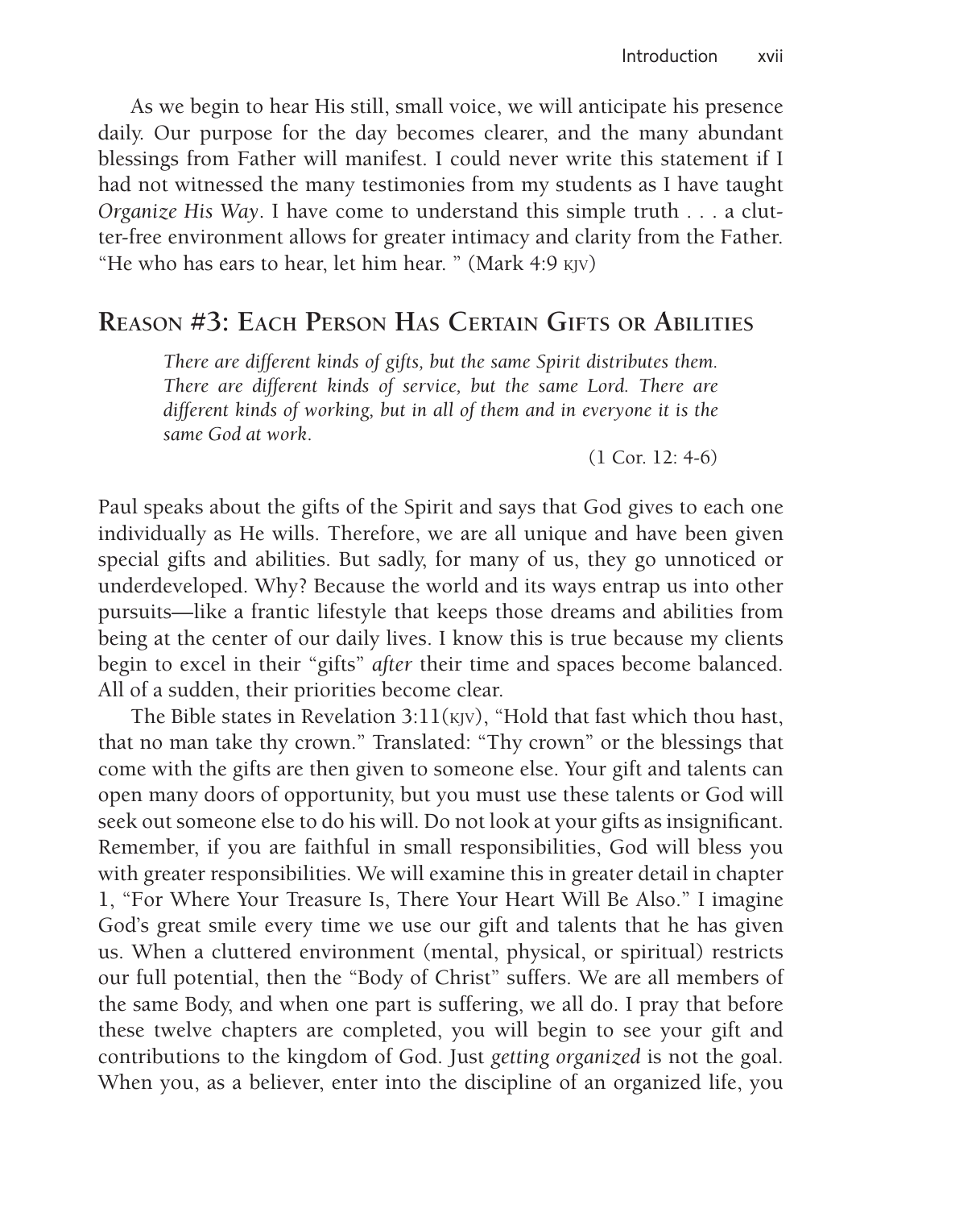As we begin to hear His still, small voice, we will anticipate his presence daily. Our purpose for the day becomes clearer, and the many abundant blessings from Father will manifest. I could never write this statement if I had not witnessed the many testimonies from my students as I have taught *Organize His Way*. I have come to understand this simple truth . . . a clutter-free environment allows for greater intimacy and clarity from the Father. "He who has ears to hear, let him hear. " (Mark 4:9 KJV)

## Reason #3: Each Person Has Certain Gifts or Abilities

> *There are different kinds of gifts, but the same Spirit distributes them. There are different kinds of service, but the same Lord. There are different kinds of working, but in all of them and in everyone it is the same God at work.*
>
> (1 Cor. 12: 4-6)

Paul speaks about the gifts of the Spirit and says that God gives to each one individually as He wills. Therefore, we are all unique and have been given special gifts and abilities. But sadly, for many of us, they go unnoticed or underdeveloped. Why? Because the world and its ways entrap us into other pursuits—like a frantic lifestyle that keeps those dreams and abilities from being at the center of our daily lives. I know this is true because my clients begin to excel in their "gifts" *after* their time and spaces become balanced. All of a sudden, their priorities become clear.

The Bible states in Revelation 3:11(KJV), "Hold that fast which thou hast, that no man take thy crown." Translated: "Thy crown" or the blessings that come with the gifts are then given to someone else. Your gift and talents can open many doors of opportunity, but you must use these talents or God will seek out someone else to do his will. Do not look at your gifts as insignificant. Remember, if you are faithful in small responsibilities, God will bless you with greater responsibilities. We will examine this in greater detail in chapter 1, "For Where Your Treasure Is, There Your Heart Will Be Also." I imagine God's great smile every time we use our gift and talents that he has given us. When a cluttered environment (mental, physical, or spiritual) restricts our full potential, then the "Body of Christ" suffers. We are all members of the same Body, and when one part is suffering, we all do. I pray that before these twelve chapters are completed, you will begin to see your gift and contributions to the kingdom of God. Just *getting organized* is not the goal. When you, as a believer, enter into the discipline of an organized life, you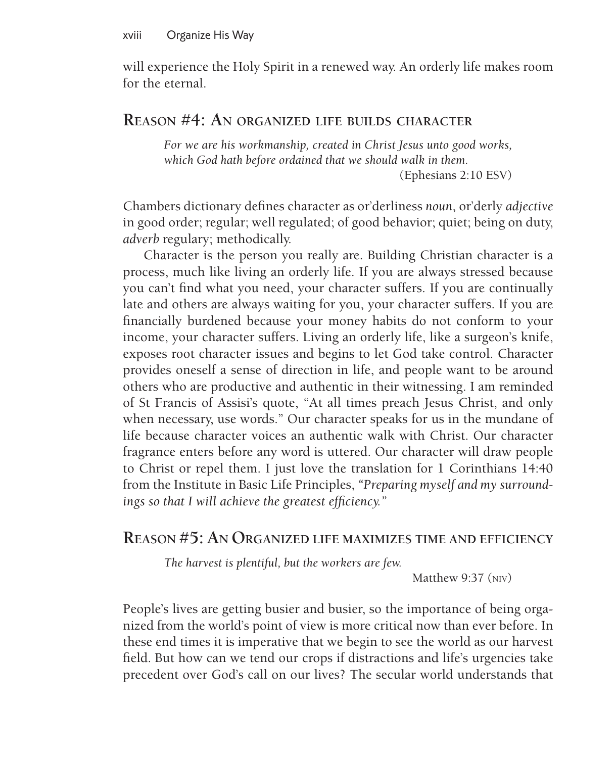will experience the Holy Spirit in a renewed way. An orderly life makes room for the eternal.

## Reason #4: An organized life builds character

> *For we are his workmanship, created in Christ Jesus unto good works, which God hath before ordained that we should walk in them.*
> (Ephesians 2:10 ESV)

Chambers dictionary defines character as or'derliness *noun*, or'derly *adjective* in good order; regular; well regulated; of good behavior; quiet; being on duty, *adverb* regulary; methodically.

Character is the person you really are. Building Christian character is a process, much like living an orderly life. If you are always stressed because you can't find what you need, your character suffers. If you are continually late and others are always waiting for you, your character suffers. If you are financially burdened because your money habits do not conform to your income, your character suffers. Living an orderly life, like a surgeon's knife, exposes root character issues and begins to let God take control. Character provides oneself a sense of direction in life, and people want to be around others who are productive and authentic in their witnessing. I am reminded of St Francis of Assisi's quote, "At all times preach Jesus Christ, and only when necessary, use words." Our character speaks for us in the mundane of life because character voices an authentic walk with Christ. Our character fragrance enters before any word is uttered. Our character will draw people to Christ or repel them. I just love the translation for 1 Corinthians 14:40 from the Institute in Basic Life Principles, *"Preparing myself and my surroundings so that I will achieve the greatest efficiency."*

## Reason #5: An Organized life maximizes time and efficiency

> *The harvest is plentiful, but the workers are few.*
> Matthew 9:37 (NIV)

People's lives are getting busier and busier, so the importance of being organized from the world's point of view is more critical now than ever before. In these end times it is imperative that we begin to see the world as our harvest field. But how can we tend our crops if distractions and life's urgencies take precedent over God's call on our lives? The secular world understands that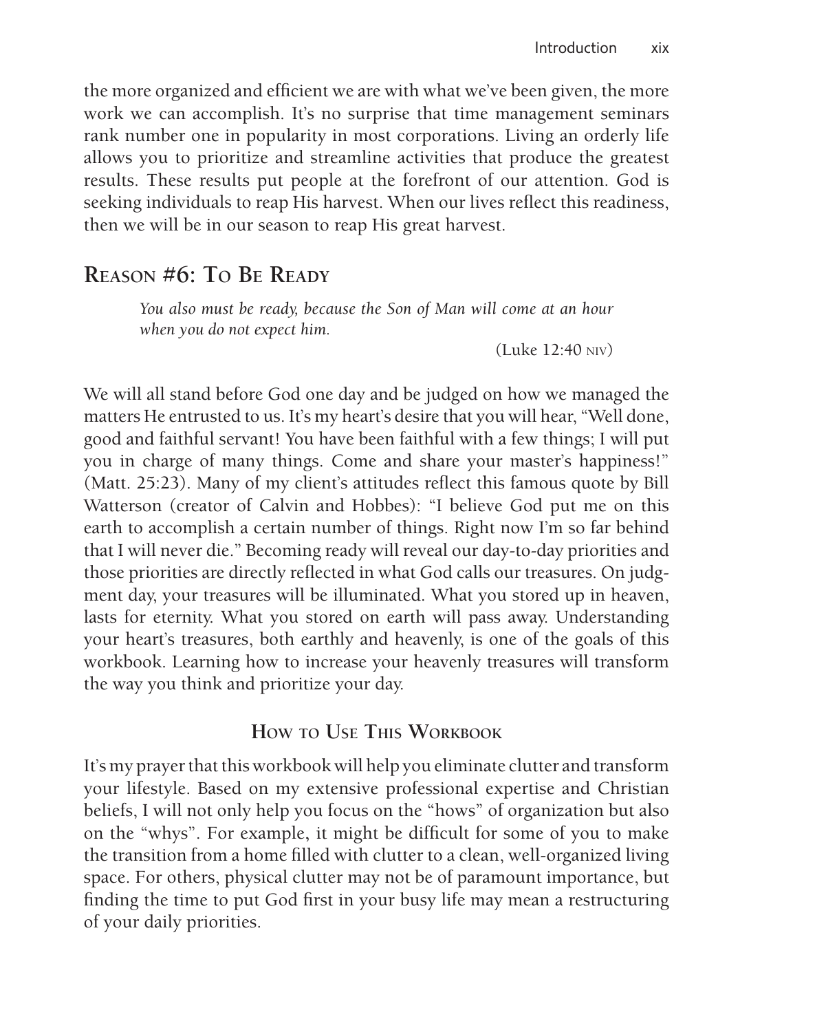the more organized and efficient we are with what we've been given, the more work we can accomplish. It's no surprise that time management seminars rank number one in popularity in most corporations. Living an orderly life allows you to prioritize and streamline activities that produce the greatest results. These results put people at the forefront of our attention. God is seeking individuals to reap His harvest. When our lives reflect this readiness, then we will be in our season to reap His great harvest.

## Reason #6: To Be Ready

> *You also must be ready, because the Son of Man will come at an hour when you do not expect him.*
>
> (Luke 12:40 NIV)

We will all stand before God one day and be judged on how we managed the matters He entrusted to us. It's my heart's desire that you will hear, "Well done, good and faithful servant! You have been faithful with a few things; I will put you in charge of many things. Come and share your master's happiness!" (Matt. 25:23). Many of my client's attitudes reflect this famous quote by Bill Watterson (creator of Calvin and Hobbes): "I believe God put me on this earth to accomplish a certain number of things. Right now I'm so far behind that I will never die." Becoming ready will reveal our day-to-day priorities and those priorities are directly reflected in what God calls our treasures. On judgment day, your treasures will be illuminated. What you stored up in heaven, lasts for eternity. What you stored on earth will pass away. Understanding your heart's treasures, both earthly and heavenly, is one of the goals of this workbook. Learning how to increase your heavenly treasures will transform the way you think and prioritize your day.

### How to Use This Workbook

It's my prayer that this workbook will help you eliminate clutter and transform your lifestyle. Based on my extensive professional expertise and Christian beliefs, I will not only help you focus on the "hows" of organization but also on the "whys". For example, it might be difficult for some of you to make the transition from a home filled with clutter to a clean, well-organized living space. For others, physical clutter may not be of paramount importance, but finding the time to put God first in your busy life may mean a restructuring of your daily priorities.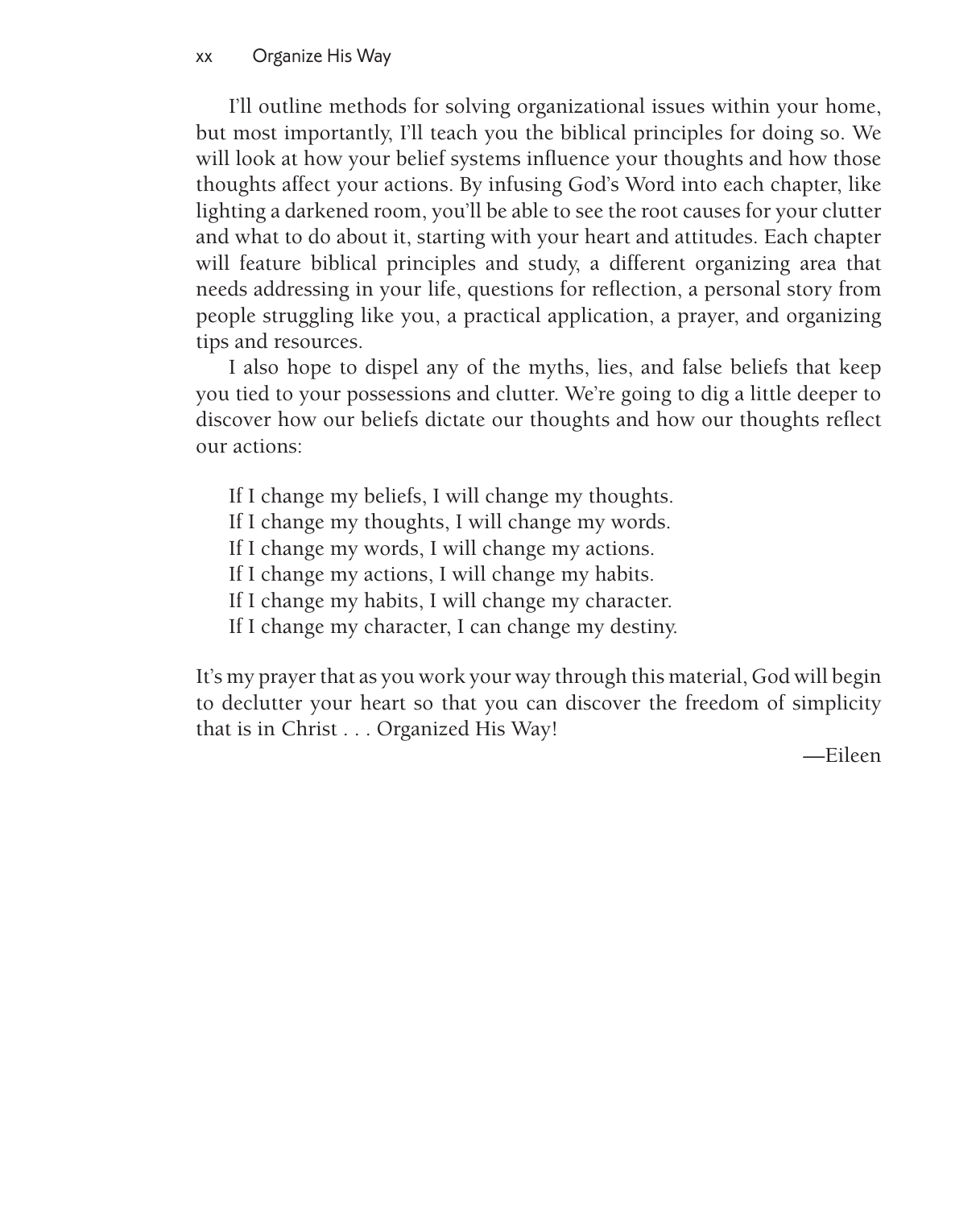I'll outline methods for solving organizational issues within your home, but most importantly, I'll teach you the biblical principles for doing so. We will look at how your belief systems influence your thoughts and how those thoughts affect your actions. By infusing God's Word into each chapter, like lighting a darkened room, you'll be able to see the root causes for your clutter and what to do about it, starting with your heart and attitudes. Each chapter will feature biblical principles and study, a different organizing area that needs addressing in your life, questions for reflection, a personal story from people struggling like you, a practical application, a prayer, and organizing tips and resources.

I also hope to dispel any of the myths, lies, and false beliefs that keep you tied to your possessions and clutter. We're going to dig a little deeper to discover how our beliefs dictate our thoughts and how our thoughts reflect our actions:

> If I change my beliefs, I will change my thoughts.
> If I change my thoughts, I will change my words.
> If I change my words, I will change my actions.
> If I change my actions, I will change my habits.
> If I change my habits, I will change my character.
> If I change my character, I can change my destiny.

It's my prayer that as you work your way through this material, God will begin to declutter your heart so that you can discover the freedom of simplicity that is in Christ . . . Organized His Way!

—Eileen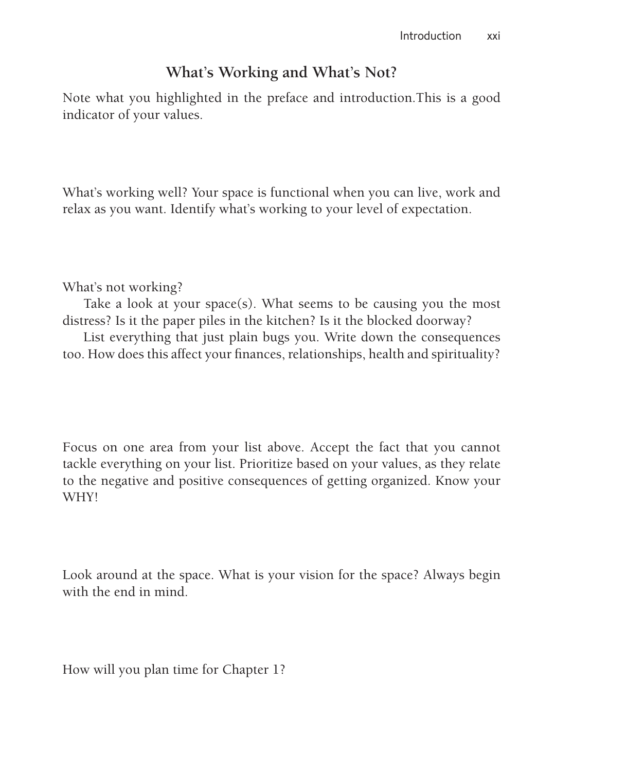## What's Working and What's Not?

Note what you highlighted in the preface and introduction.This is a good indicator of your values.

What's working well? Your space is functional when you can live, work and relax as you want. Identify what's working to your level of expectation.

What's not working?

Take a look at your space(s). What seems to be causing you the most distress? Is it the paper piles in the kitchen? Is it the blocked doorway?

List everything that just plain bugs you. Write down the consequences too. How does this affect your finances, relationships, health and spirituality?

Focus on one area from your list above. Accept the fact that you cannot tackle everything on your list. Prioritize based on your values, as they relate to the negative and positive consequences of getting organized. Know your WHY!

Look around at the space. What is your vision for the space? Always begin with the end in mind.

How will you plan time for Chapter 1?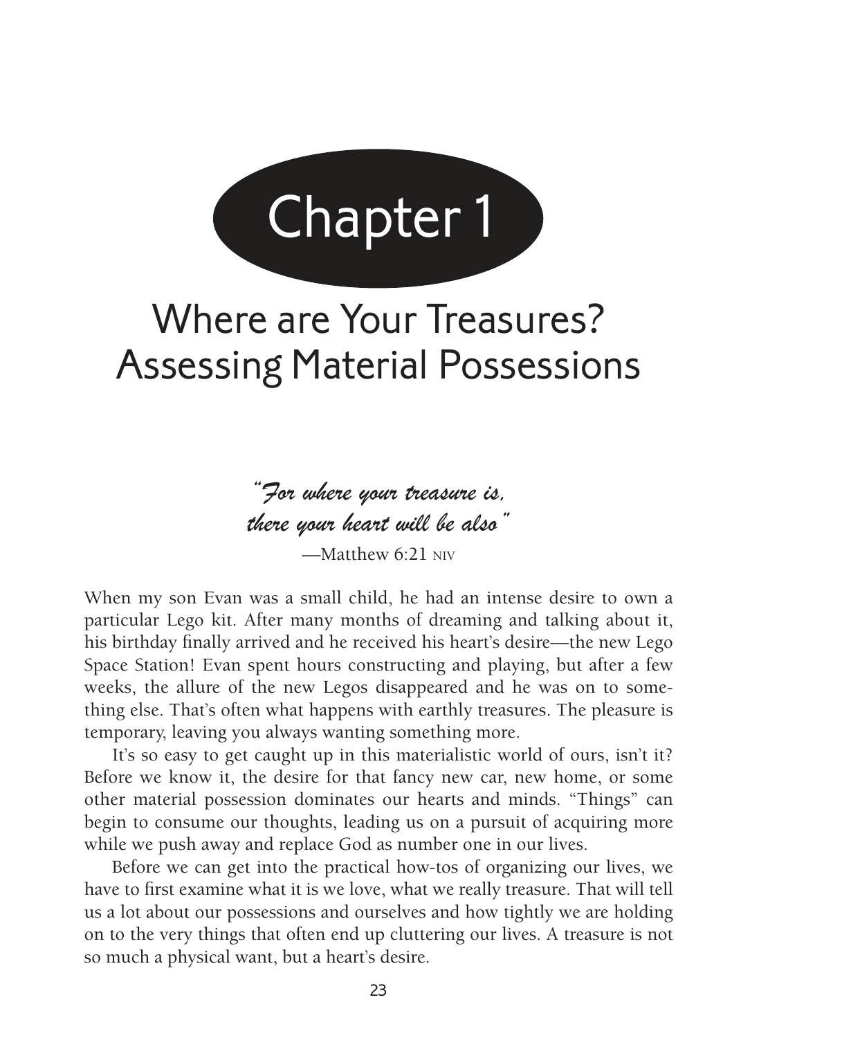# Chapter 1

## Where are Your Treasures? Assessing Material Possessions

*"For where your treasure is, there your heart will be also"*

—Matthew 6:21 NIV

When my son Evan was a small child, he had an intense desire to own a particular Lego kit. After many months of dreaming and talking about it, his birthday finally arrived and he received his heart's desire—the new Lego Space Station! Evan spent hours constructing and playing, but after a few weeks, the allure of the new Legos disappeared and he was on to something else. That's often what happens with earthly treasures. The pleasure is temporary, leaving you always wanting something more.

It's so easy to get caught up in this materialistic world of ours, isn't it? Before we know it, the desire for that fancy new car, new home, or some other material possession dominates our hearts and minds. "Things" can begin to consume our thoughts, leading us on a pursuit of acquiring more while we push away and replace God as number one in our lives.

Before we can get into the practical how-tos of organizing our lives, we have to first examine what it is we love, what we really treasure. That will tell us a lot about our possessions and ourselves and how tightly we are holding on to the very things that often end up cluttering our lives. A treasure is not so much a physical want, but a heart's desire.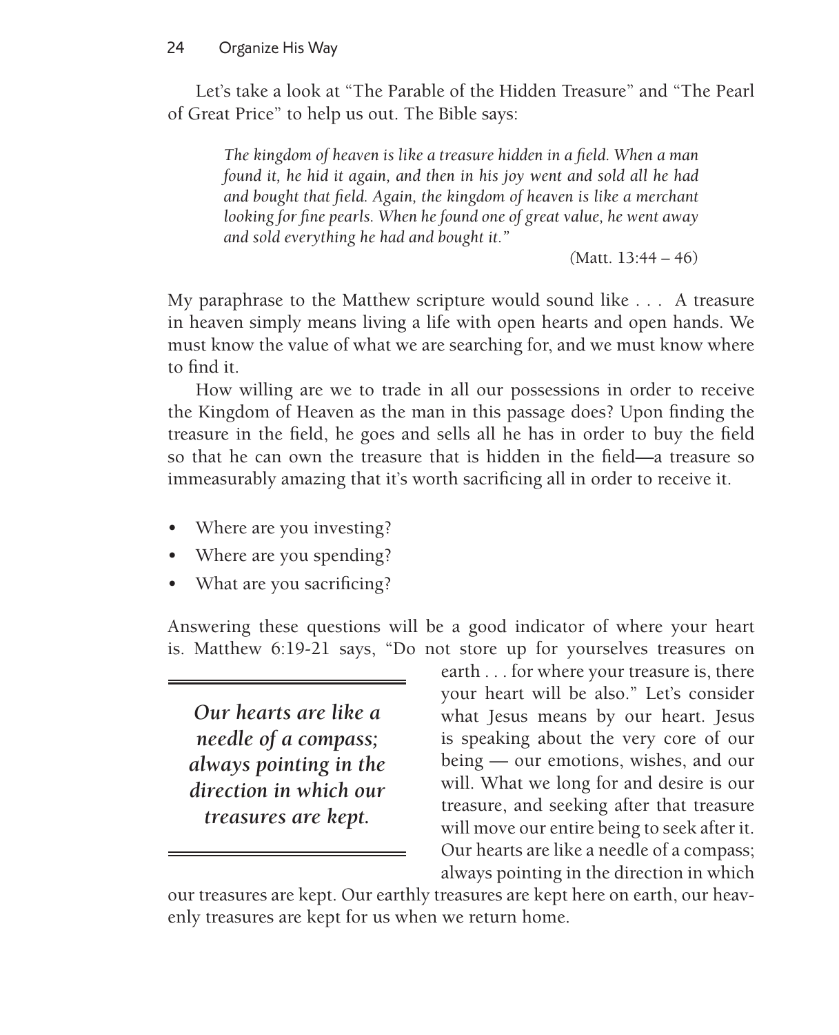Let's take a look at "The Parable of the Hidden Treasure" and "The Pearl of Great Price" to help us out. The Bible says:

> *The kingdom of heaven is like a treasure hidden in a field. When a man found it, he hid it again, and then in his joy went and sold all he had and bought that field. Again, the kingdom of heaven is like a merchant looking for fine pearls. When he found one of great value, he went away and sold everything he had and bought it."*
>
> (Matt. 13:44 – 46)

My paraphrase to the Matthew scripture would sound like . . . A treasure in heaven simply means living a life with open hearts and open hands. We must know the value of what we are searching for, and we must know where to find it.

How willing are we to trade in all our possessions in order to receive the Kingdom of Heaven as the man in this passage does? Upon finding the treasure in the field, he goes and sells all he has in order to buy the field so that he can own the treasure that is hidden in the field—a treasure so immeasurably amazing that it's worth sacrificing all in order to receive it.

- Where are you investing?
- Where are you spending?
- What are you sacrificing?

Answering these questions will be a good indicator of where your heart is. Matthew 6:19-21 says, "Do not store up for yourselves treasures on earth . . . for where your treasure is, there your heart will be also." Let's consider what Jesus means by our heart. Jesus is speaking about the very core of our being — our emotions, wishes, and our will. What we long for and desire is our treasure, and seeking after that treasure will move our entire being to seek after it. Our hearts are like a needle of a compass; always pointing in the direction in which our treasures are kept. Our earthly treasures are kept here on earth, our heavenly treasures are kept for us when we return home.

> ***Our hearts are like a needle of a compass; always pointing in the direction in which our treasures are kept.***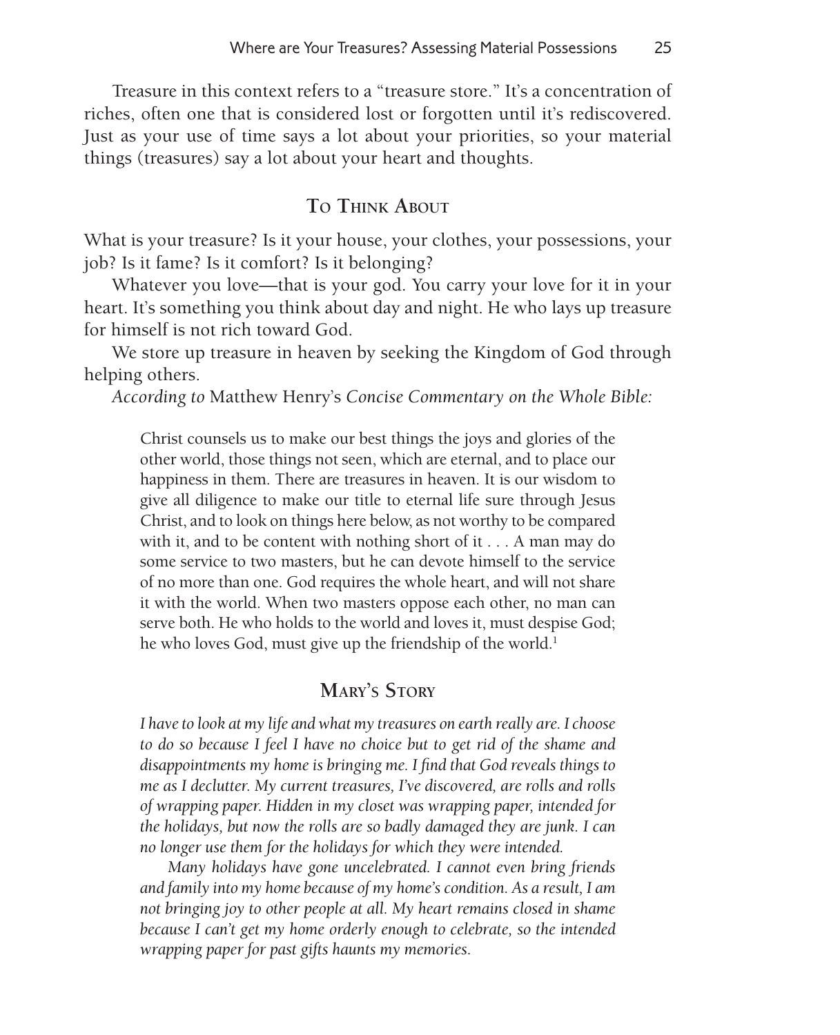Treasure in this context refers to a "treasure store." It's a concentration of riches, often one that is considered lost or forgotten until it's rediscovered. Just as your use of time says a lot about your priorities, so your material things (treasures) say a lot about your heart and thoughts.

## To Think About

What is your treasure? Is it your house, your clothes, your possessions, your job? Is it fame? Is it comfort? Is it belonging?

Whatever you love—that is your god. You carry your love for it in your heart. It's something you think about day and night. He who lays up treasure for himself is not rich toward God.

We store up treasure in heaven by seeking the Kingdom of God through helping others.

*According to* Matthew Henry's *Concise Commentary on the Whole Bible:*

> Christ counsels us to make our best things the joys and glories of the other world, those things not seen, which are eternal, and to place our happiness in them. There are treasures in heaven. It is our wisdom to give all diligence to make our title to eternal life sure through Jesus Christ, and to look on things here below, as not worthy to be compared with it, and to be content with nothing short of it . . . A man may do some service to two masters, but he can devote himself to the service of no more than one. God requires the whole heart, and will not share it with the world. When two masters oppose each other, no man can serve both. He who holds to the world and loves it, must despise God; he who loves God, must give up the friendship of the world.[1]

## Mary's Story

> *I have to look at my life and what my treasures on earth really are. I choose to do so because I feel I have no choice but to get rid of the shame and disappointments my home is bringing me. I find that God reveals things to me as I declutter. My current treasures, I've discovered, are rolls and rolls of wrapping paper. Hidden in my closet was wrapping paper, intended for the holidays, but now the rolls are so badly damaged they are junk. I can no longer use them for the holidays for which they were intended.*
>
> *Many holidays have gone uncelebrated. I cannot even bring friends and family into my home because of my home's condition. As a result, I am not bringing joy to other people at all. My heart remains closed in shame because I can't get my home orderly enough to celebrate, so the intended wrapping paper for past gifts haunts my memories.*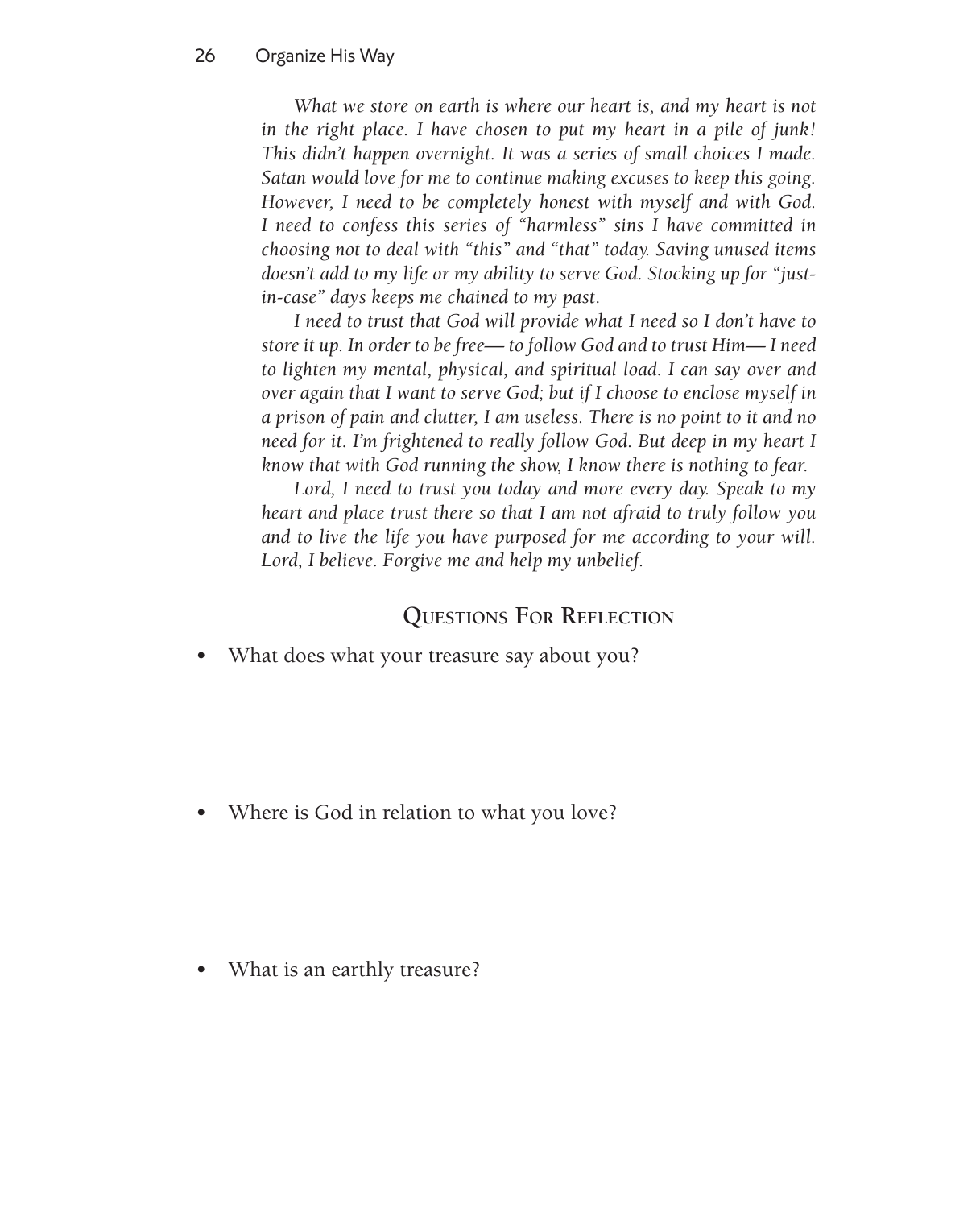*What we store on earth is where our heart is, and my heart is not in the right place. I have chosen to put my heart in a pile of junk! This didn't happen overnight. It was a series of small choices I made. Satan would love for me to continue making excuses to keep this going. However, I need to be completely honest with myself and with God. I need to confess this series of "harmless" sins I have committed in choosing not to deal with "this" and "that" today. Saving unused items doesn't add to my life or my ability to serve God. Stocking up for "just-in-case" days keeps me chained to my past.*

*I need to trust that God will provide what I need so I don't have to store it up. In order to be free— to follow God and to trust Him— I need to lighten my mental, physical, and spiritual load. I can say over and over again that I want to serve God; but if I choose to enclose myself in a prison of pain and clutter, I am useless. There is no point to it and no need for it. I'm frightened to really follow God. But deep in my heart I know that with God running the show, I know there is nothing to fear.*

*Lord, I need to trust you today and more every day. Speak to my heart and place trust there so that I am not afraid to truly follow you and to live the life you have purposed for me according to your will. Lord, I believe. Forgive me and help my unbelief.*

## Questions For Reflection

- What does what your treasure say about you?

- Where is God in relation to what you love?

- What is an earthly treasure?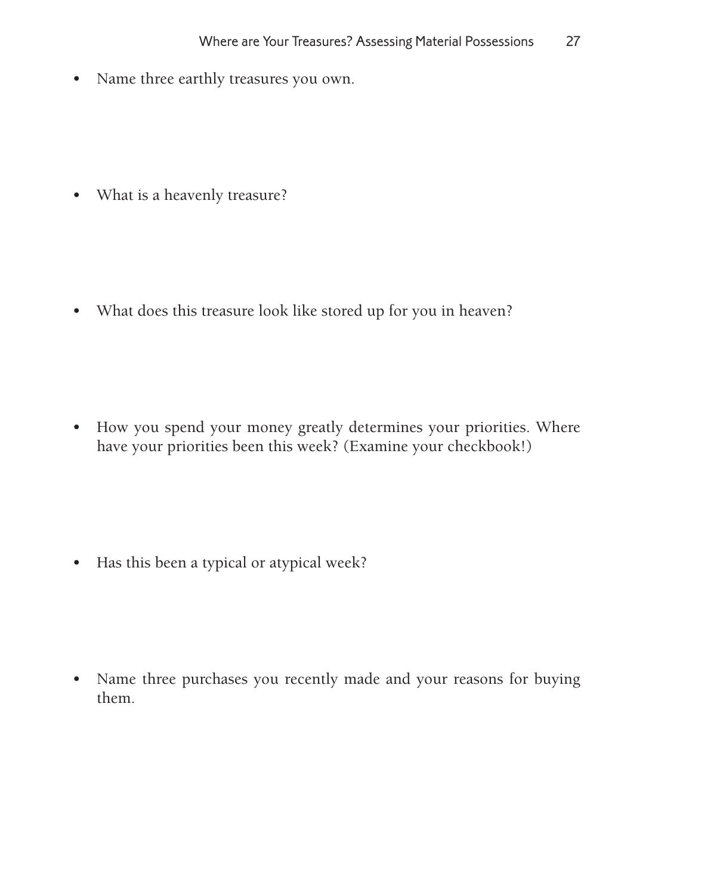- Name three earthly treasures you own.

- What is a heavenly treasure?

- What does this treasure look like stored up for you in heaven?

- How you spend your money greatly determines your priorities. Where have your priorities been this week? (Examine your checkbook!)

- Has this been a typical or atypical week?

- Name three purchases you recently made and your reasons for buying them.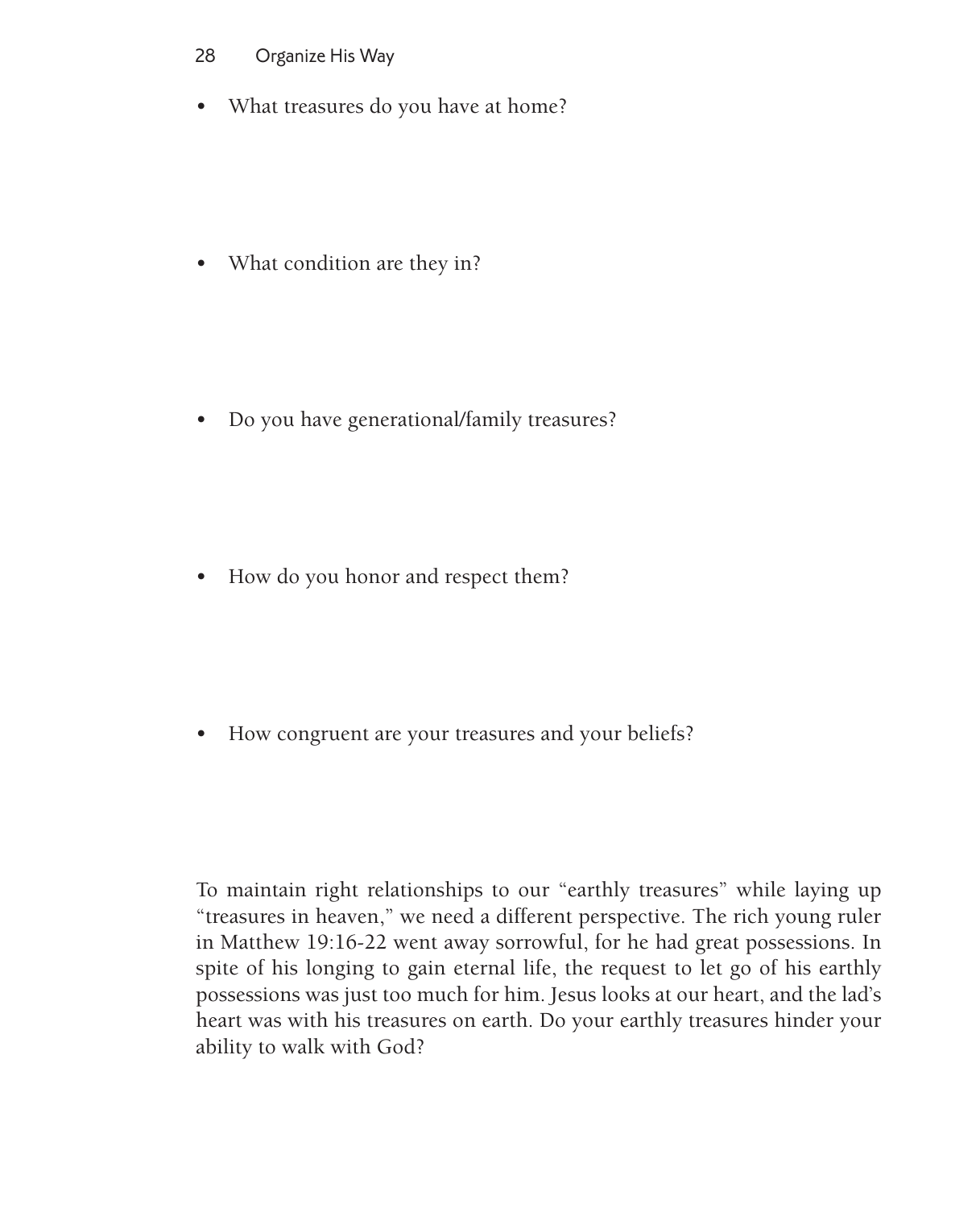- What treasures do you have at home?

- What condition are they in?

- Do you have generational/family treasures?

- How do you honor and respect them?

- How congruent are your treasures and your beliefs?

To maintain right relationships to our "earthly treasures" while laying up "treasures in heaven," we need a different perspective. The rich young ruler in Matthew 19:16-22 went away sorrowful, for he had great possessions. In spite of his longing to gain eternal life, the request to let go of his earthly possessions was just too much for him. Jesus looks at our heart, and the lad's heart was with his treasures on earth. Do your earthly treasures hinder your ability to walk with God?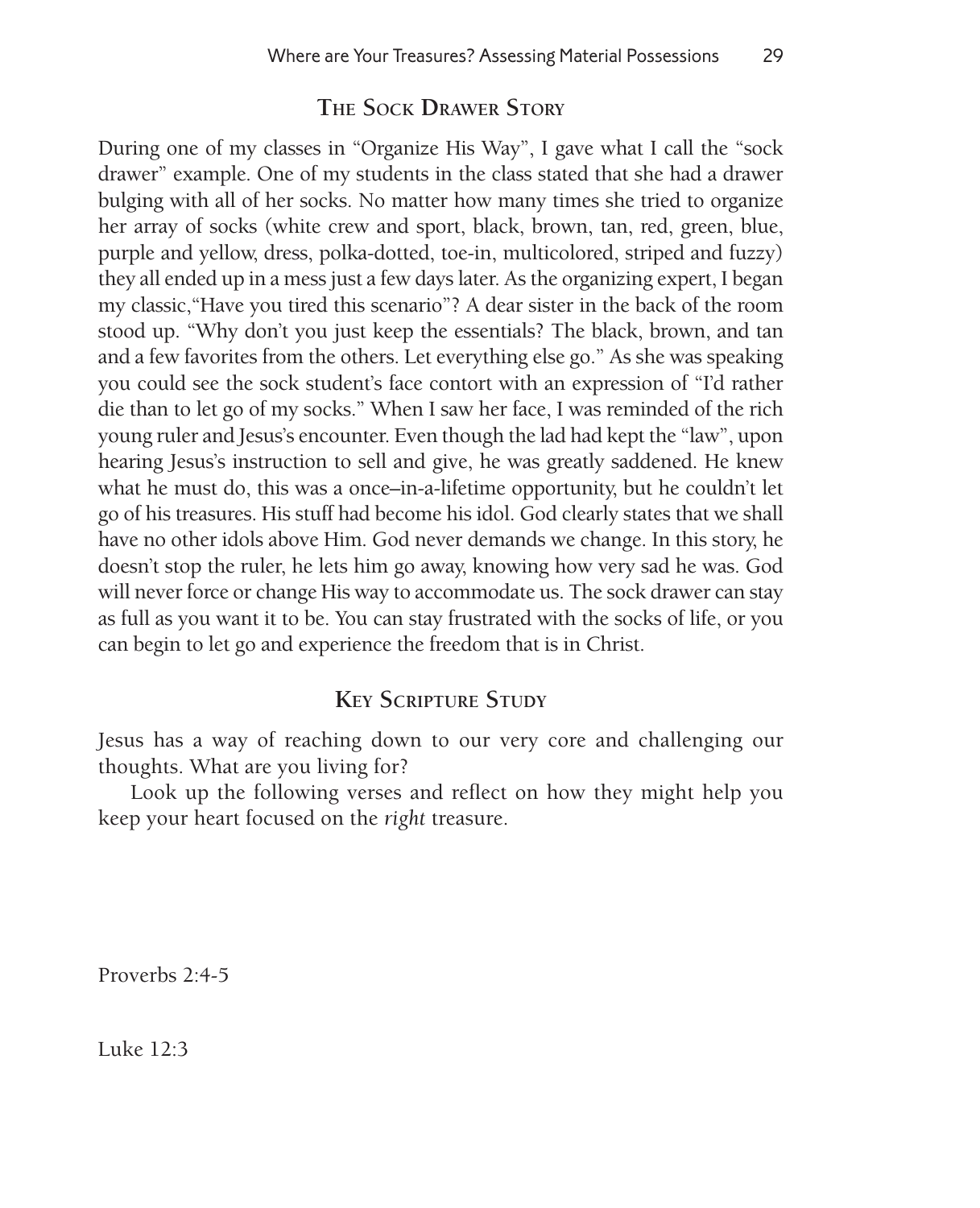## The Sock Drawer Story

During one of my classes in "Organize His Way", I gave what I call the "sock drawer" example. One of my students in the class stated that she had a drawer bulging with all of her socks. No matter how many times she tried to organize her array of socks (white crew and sport, black, brown, tan, red, green, blue, purple and yellow, dress, polka-dotted, toe-in, multicolored, striped and fuzzy) they all ended up in a mess just a few days later. As the organizing expert, I began my classic,"Have you tired this scenario"? A dear sister in the back of the room stood up. "Why don't you just keep the essentials? The black, brown, and tan and a few favorites from the others. Let everything else go." As she was speaking you could see the sock student's face contort with an expression of "I'd rather die than to let go of my socks." When I saw her face, I was reminded of the rich young ruler and Jesus's encounter. Even though the lad had kept the "law", upon hearing Jesus's instruction to sell and give, he was greatly saddened. He knew what he must do, this was a once–in-a-lifetime opportunity, but he couldn't let go of his treasures. His stuff had become his idol. God clearly states that we shall have no other idols above Him. God never demands we change. In this story, he doesn't stop the ruler, he lets him go away, knowing how very sad he was. God will never force or change His way to accommodate us. The sock drawer can stay as full as you want it to be. You can stay frustrated with the socks of life, or you can begin to let go and experience the freedom that is in Christ.

## Key Scripture Study

Jesus has a way of reaching down to our very core and challenging our thoughts. What are you living for?

Look up the following verses and reflect on how they might help you keep your heart focused on the *right* treasure.

Proverbs 2:4-5

Luke 12:3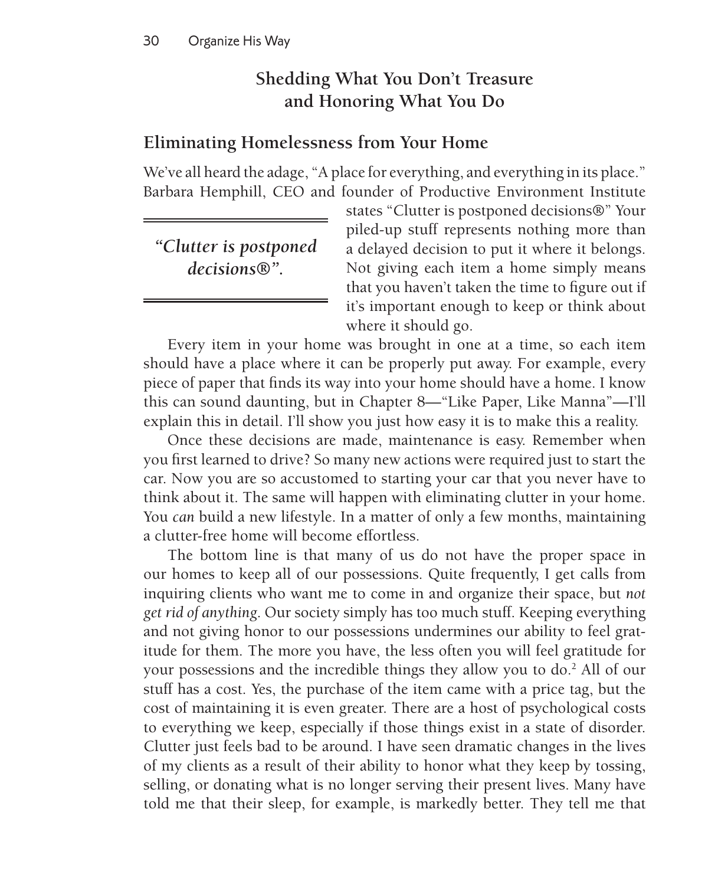## Shedding What You Don't Treasure and Honoring What You Do

### Eliminating Homelessness from Your Home

We've all heard the adage, "A place for everything, and everything in its place." Barbara Hemphill, CEO and founder of Productive Environment Institute states "Clutter is postponed decisions®" Your piled-up stuff represents nothing more than a delayed decision to put it where it belongs. Not giving each item a home simply means that you haven't taken the time to figure out if it's important enough to keep or think about where it should go.

> ***"Clutter is postponed decisions®".***

Every item in your home was brought in one at a time, so each item should have a place where it can be properly put away. For example, every piece of paper that finds its way into your home should have a home. I know this can sound daunting, but in Chapter 8—"Like Paper, Like Manna"—I'll explain this in detail. I'll show you just how easy it is to make this a reality.

Once these decisions are made, maintenance is easy. Remember when you first learned to drive? So many new actions were required just to start the car. Now you are so accustomed to starting your car that you never have to think about it. The same will happen with eliminating clutter in your home. You *can* build a new lifestyle. In a matter of only a few months, maintaining a clutter-free home will become effortless.

The bottom line is that many of us do not have the proper space in our homes to keep all of our possessions. Quite frequently, I get calls from inquiring clients who want me to come in and organize their space, but *not get rid of anything*. Our society simply has too much stuff. Keeping everything and not giving honor to our possessions undermines our ability to feel gratitude for them. The more you have, the less often you will feel gratitude for your possessions and the incredible things they allow you to do.[2] All of our stuff has a cost. Yes, the purchase of the item came with a price tag, but the cost of maintaining it is even greater. There are a host of psychological costs to everything we keep, especially if those things exist in a state of disorder. Clutter just feels bad to be around. I have seen dramatic changes in the lives of my clients as a result of their ability to honor what they keep by tossing, selling, or donating what is no longer serving their present lives. Many have told me that their sleep, for example, is markedly better. They tell me that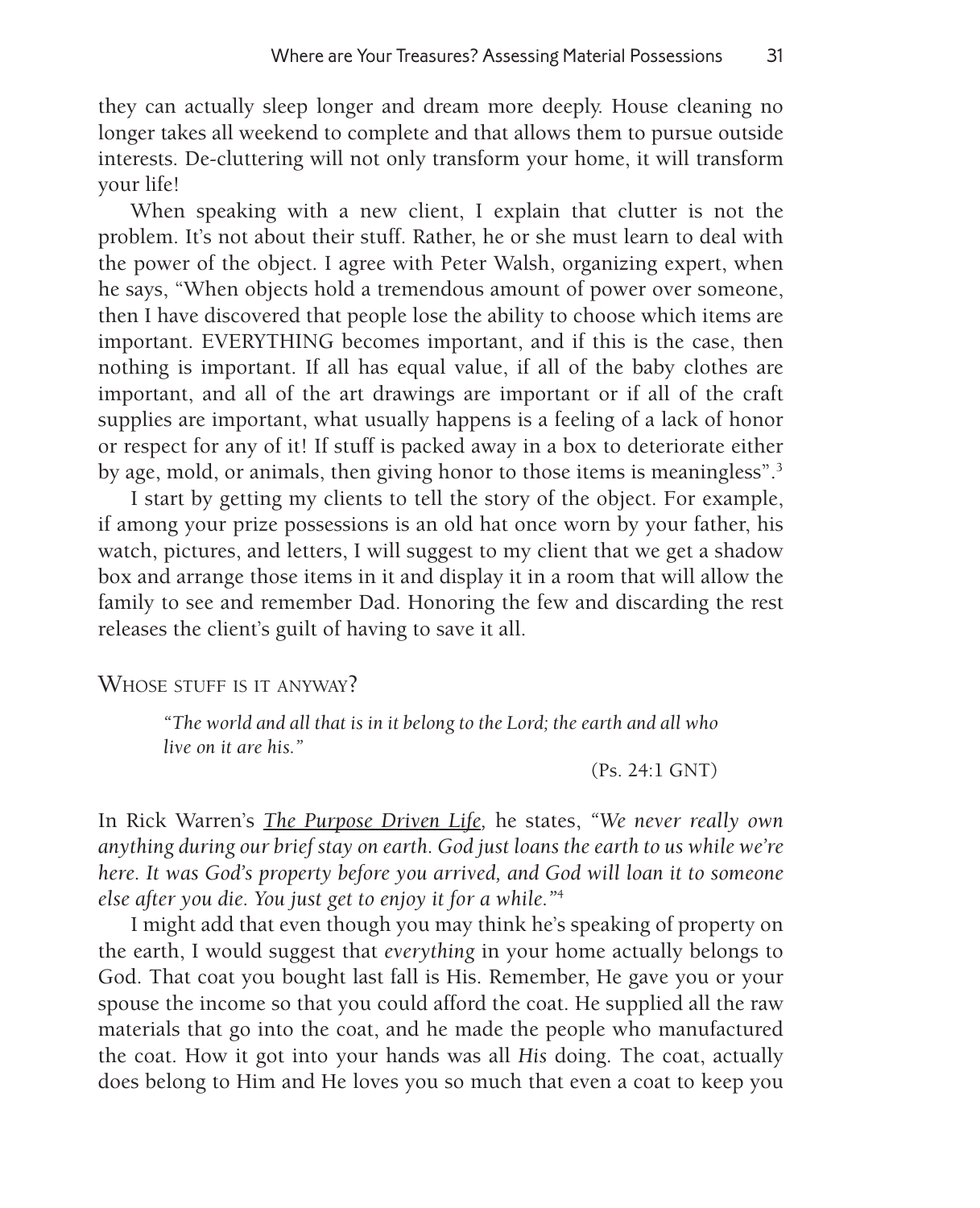they can actually sleep longer and dream more deeply. House cleaning no longer takes all weekend to complete and that allows them to pursue outside interests. De-cluttering will not only transform your home, it will transform your life!

When speaking with a new client, I explain that clutter is not the problem. It's not about their stuff. Rather, he or she must learn to deal with the power of the object. I agree with Peter Walsh, organizing expert, when he says, "When objects hold a tremendous amount of power over someone, then I have discovered that people lose the ability to choose which items are important. EVERYTHING becomes important, and if this is the case, then nothing is important. If all has equal value, if all of the baby clothes are important, and all of the art drawings are important or if all of the craft supplies are important, what usually happens is a feeling of a lack of honor or respect for any of it! If stuff is packed away in a box to deteriorate either by age, mold, or animals, then giving honor to those items is meaningless".[3]

I start by getting my clients to tell the story of the object. For example, if among your prize possessions is an old hat once worn by your father, his watch, pictures, and letters, I will suggest to my client that we get a shadow box and arrange those items in it and display it in a room that will allow the family to see and remember Dad. Honoring the few and discarding the rest releases the client's guilt of having to save it all.

## Whose stuff is it anyway?

> *"The world and all that is in it belong to the Lord; the earth and all who live on it are his."*
>
> (Ps. 24:1 GNT)

In Rick Warren's *The Purpose Driven Life,* he states, *"We never really own anything during our brief stay on earth. God just loans the earth to us while we're here. It was God's property before you arrived, and God will loan it to someone else after you die. You just get to enjoy it for a while."*[4]

I might add that even though you may think he's speaking of property on the earth, I would suggest that *everything* in your home actually belongs to God. That coat you bought last fall is His. Remember, He gave you or your spouse the income so that you could afford the coat. He supplied all the raw materials that go into the coat, and he made the people who manufactured the coat. How it got into your hands was all *His* doing. The coat, actually does belong to Him and He loves you so much that even a coat to keep you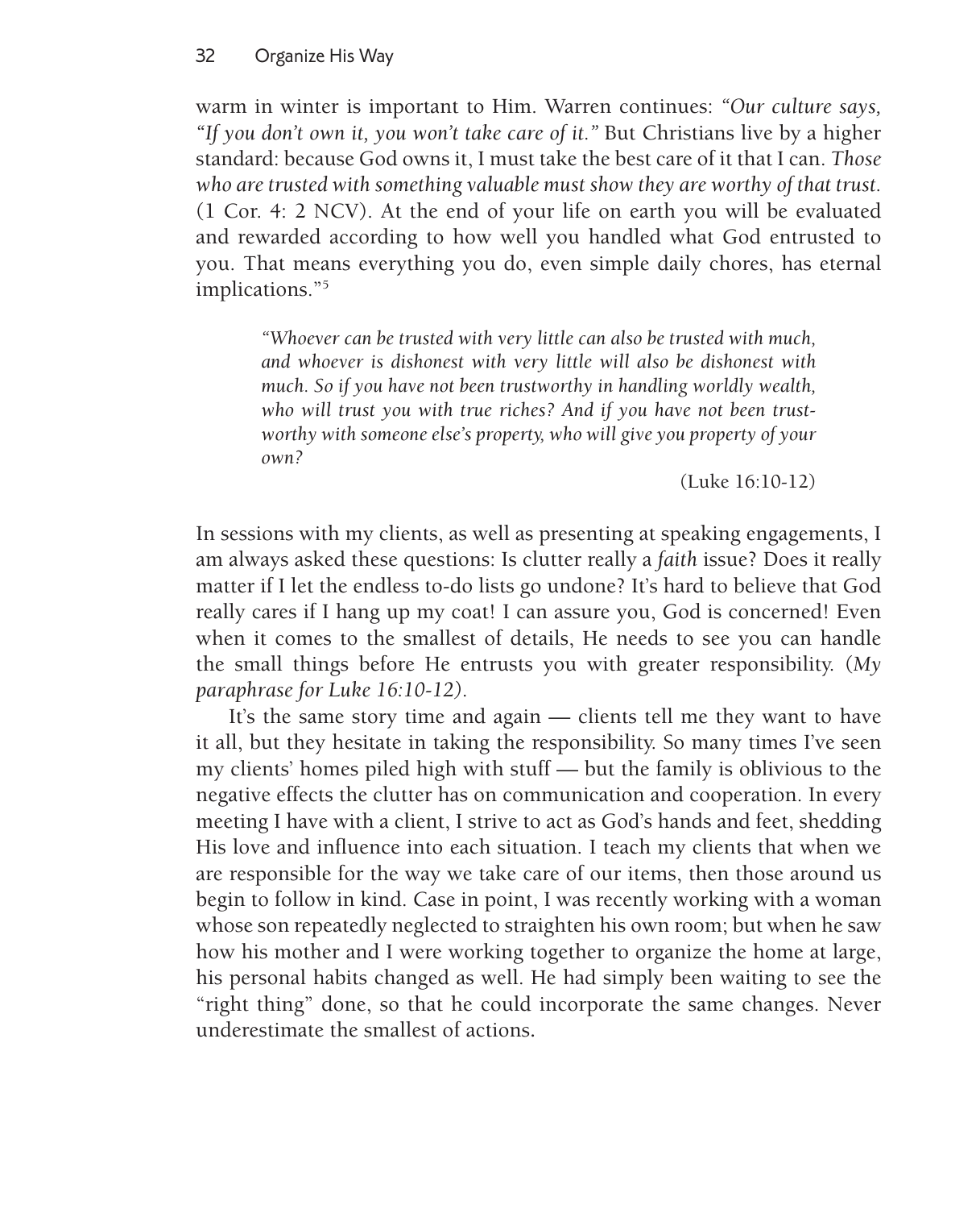warm in winter is important to Him. Warren continues: *"Our culture says, "If you don't own it, you won't take care of it."* But Christians live by a higher standard: because God owns it, I must take the best care of it that I can. *Those who are trusted with something valuable must show they are worthy of that trust.* (1 Cor. 4: 2 NCV). At the end of your life on earth you will be evaluated and rewarded according to how well you handled what God entrusted to you. That means everything you do, even simple daily chores, has eternal implications."[5]

> *"Whoever can be trusted with very little can also be trusted with much, and whoever is dishonest with very little will also be dishonest with much. So if you have not been trustworthy in handling worldly wealth, who will trust you with true riches? And if you have not been trustworthy with someone else's property, who will give you property of your own?*
>
> (Luke 16:10-12)

In sessions with my clients, as well as presenting at speaking engagements, I am always asked these questions: Is clutter really a *faith* issue? Does it really matter if I let the endless to-do lists go undone? It's hard to believe that God really cares if I hang up my coat! I can assure you, God is concerned! Even when it comes to the smallest of details, He needs to see you can handle the small things before He entrusts you with greater responsibility. (*My paraphrase for Luke 16:10-12*).

It's the same story time and again — clients tell me they want to have it all, but they hesitate in taking the responsibility. So many times I've seen my clients' homes piled high with stuff — but the family is oblivious to the negative effects the clutter has on communication and cooperation. In every meeting I have with a client, I strive to act as God's hands and feet, shedding His love and influence into each situation. I teach my clients that when we are responsible for the way we take care of our items, then those around us begin to follow in kind. Case in point, I was recently working with a woman whose son repeatedly neglected to straighten his own room; but when he saw how his mother and I were working together to organize the home at large, his personal habits changed as well. He had simply been waiting to see the "right thing" done, so that he could incorporate the same changes. Never underestimate the smallest of actions.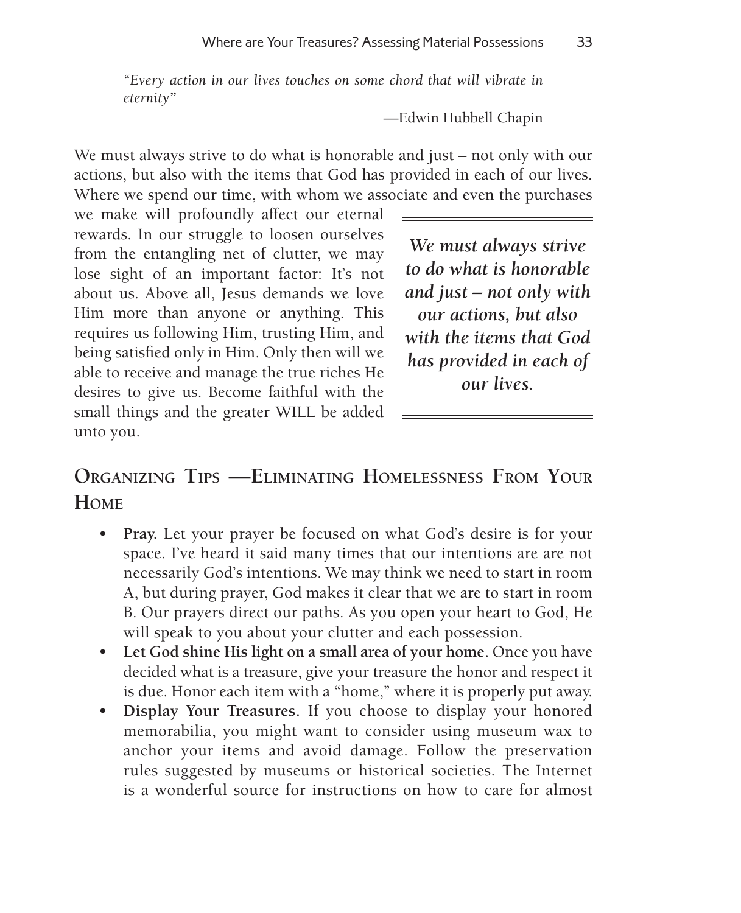*"Every action in our lives touches on some chord that will vibrate in eternity"*

—Edwin Hubbell Chapin

We must always strive to do what is honorable and just – not only with our actions, but also with the items that God has provided in each of our lives. Where we spend our time, with whom we associate and even the purchases we make will profoundly affect our eternal rewards. In our struggle to loosen ourselves from the entangling net of clutter, we may lose sight of an important factor: It's not about us. Above all, Jesus demands we love Him more than anyone or anything. This requires us following Him, trusting Him, and being satisfied only in Him. Only then will we able to receive and manage the true riches He desires to give us. Become faithful with the small things and the greater WILL be added unto you.

> ***We must always strive to do what is honorable and just – not only with our actions, but also with the items that God has provided in each of our lives.***

## Organizing Tips —Eliminating Homelessness From Your Home

- **Pray.** Let your prayer be focused on what God's desire is for your space. I've heard it said many times that our intentions are are not necessarily God's intentions. We may think we need to start in room A, but during prayer, God makes it clear that we are to start in room B. Our prayers direct our paths. As you open your heart to God, He will speak to you about your clutter and each possession.
- **Let God shine His light on a small area of your home.** Once you have decided what is a treasure, give your treasure the honor and respect it is due. Honor each item with a "home," where it is properly put away.
- **Display Your Treasures.** If you choose to display your honored memorabilia, you might want to consider using museum wax to anchor your items and avoid damage. Follow the preservation rules suggested by museums or historical societies. The Internet is a wonderful source for instructions on how to care for almost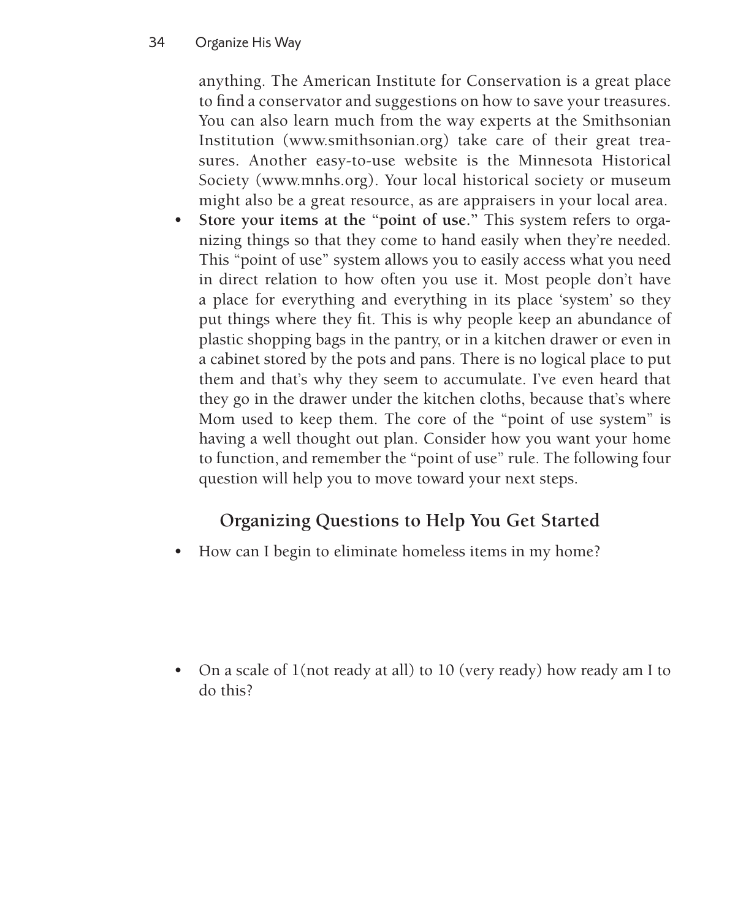anything. The American Institute for Conservation is a great place to find a conservator and suggestions on how to save your treasures. You can also learn much from the way experts at the Smithsonian Institution (www.smithsonian.org) take care of their great treasures. Another easy-to-use website is the Minnesota Historical Society (www.mnhs.org). Your local historical society or museum might also be a great resource, as are appraisers in your local area.

- **Store your items at the "point of use."** This system refers to organizing things so that they come to hand easily when they're needed. This "point of use" system allows you to easily access what you need in direct relation to how often you use it. Most people don't have a place for everything and everything in its place 'system' so they put things where they fit. This is why people keep an abundance of plastic shopping bags in the pantry, or in a kitchen drawer or even in a cabinet stored by the pots and pans. There is no logical place to put them and that's why they seem to accumulate. I've even heard that they go in the drawer under the kitchen cloths, because that's where Mom used to keep them. The core of the "point of use system" is having a well thought out plan. Consider how you want your home to function, and remember the "point of use" rule. The following four question will help you to move toward your next steps.

## Organizing Questions to Help You Get Started

- How can I begin to eliminate homeless items in my home?

- On a scale of 1(not ready at all) to 10 (very ready) how ready am I to do this?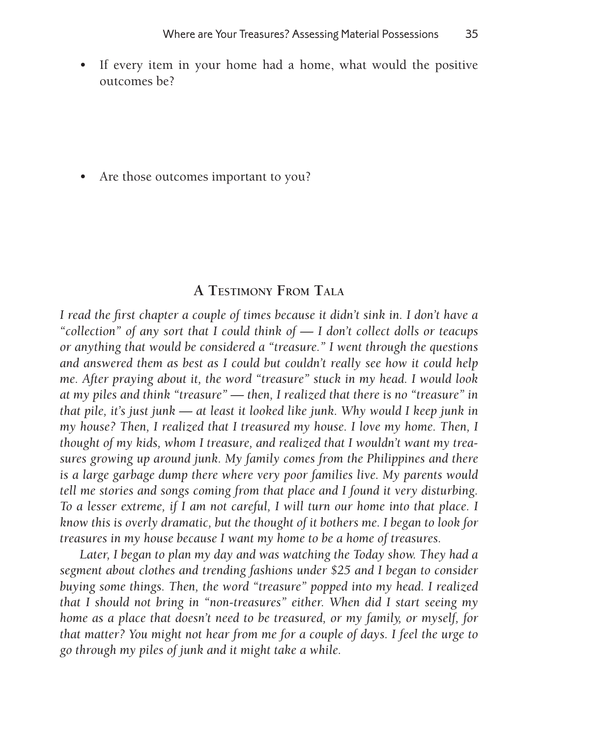- If every item in your home had a home, what would the positive outcomes be?

- Are those outcomes important to you?

## A Testimony From Tala

*I read the first chapter a couple of times because it didn't sink in. I don't have a "collection" of any sort that I could think of — I don't collect dolls or teacups or anything that would be considered a "treasure." I went through the questions and answered them as best as I could but couldn't really see how it could help me. After praying about it, the word "treasure" stuck in my head. I would look at my piles and think "treasure" — then, I realized that there is no "treasure" in that pile, it's just junk — at least it looked like junk. Why would I keep junk in my house? Then, I realized that I treasured my house. I love my home. Then, I thought of my kids, whom I treasure, and realized that I wouldn't want my treasures growing up around junk. My family comes from the Philippines and there is a large garbage dump there where very poor families live. My parents would tell me stories and songs coming from that place and I found it very disturbing. To a lesser extreme, if I am not careful, I will turn our home into that place. I know this is overly dramatic, but the thought of it bothers me. I began to look for treasures in my house because I want my home to be a home of treasures.*

*Later, I began to plan my day and was watching the Today show. They had a segment about clothes and trending fashions under $25 and I began to consider buying some things. Then, the word "treasure" popped into my head. I realized that I should not bring in "non-treasures" either. When did I start seeing my home as a place that doesn't need to be treasured, or my family, or myself, for that matter? You might not hear from me for a couple of days. I feel the urge to go through my piles of junk and it might take a while.*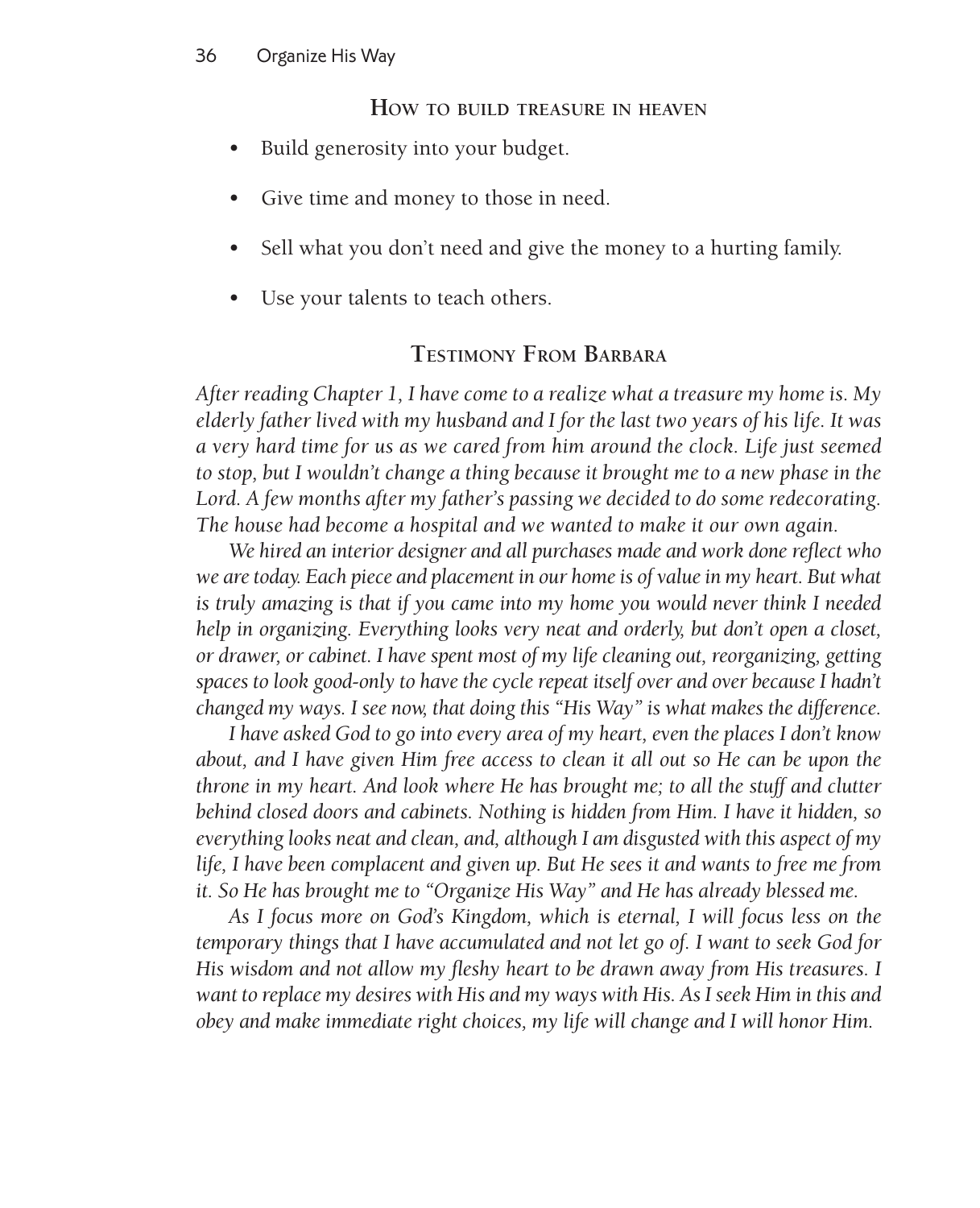### How to build treasure in heaven

- Build generosity into your budget.
- Give time and money to those in need.
- Sell what you don't need and give the money to a hurting family.
- Use your talents to teach others.

### Testimony From Barbara

*After reading Chapter 1, I have come to a realize what a treasure my home is. My elderly father lived with my husband and I for the last two years of his life. It was a very hard time for us as we cared from him around the clock. Life just seemed to stop, but I wouldn't change a thing because it brought me to a new phase in the Lord. A few months after my father's passing we decided to do some redecorating. The house had become a hospital and we wanted to make it our own again.*

*We hired an interior designer and all purchases made and work done reflect who we are today. Each piece and placement in our home is of value in my heart. But what is truly amazing is that if you came into my home you would never think I needed help in organizing. Everything looks very neat and orderly, but don't open a closet, or drawer, or cabinet. I have spent most of my life cleaning out, reorganizing, getting spaces to look good-only to have the cycle repeat itself over and over because I hadn't changed my ways. I see now, that doing this "His Way" is what makes the difference.*

*I have asked God to go into every area of my heart, even the places I don't know about, and I have given Him free access to clean it all out so He can be upon the throne in my heart. And look where He has brought me; to all the stuff and clutter behind closed doors and cabinets. Nothing is hidden from Him. I have it hidden, so everything looks neat and clean, and, although I am disgusted with this aspect of my life, I have been complacent and given up. But He sees it and wants to free me from it. So He has brought me to "Organize His Way" and He has already blessed me.*

*As I focus more on God's Kingdom, which is eternal, I will focus less on the temporary things that I have accumulated and not let go of. I want to seek God for His wisdom and not allow my fleshy heart to be drawn away from His treasures. I want to replace my desires with His and my ways with His. As I seek Him in this and obey and make immediate right choices, my life will change and I will honor Him.*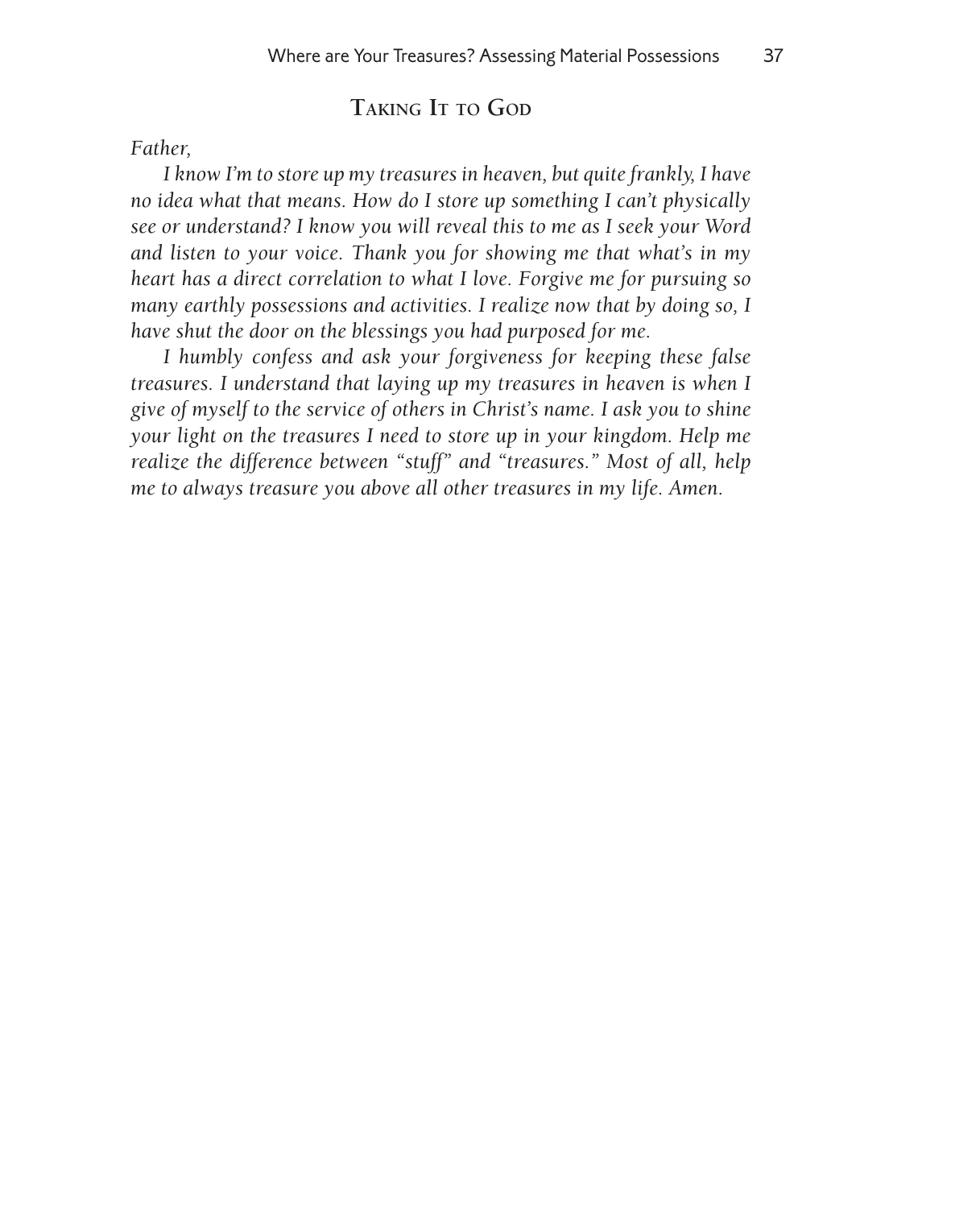## Taking It to God

*Father,*

*I know I'm to store up my treasures in heaven, but quite frankly, I have no idea what that means. How do I store up something I can't physically see or understand? I know you will reveal this to me as I seek your Word and listen to your voice. Thank you for showing me that what's in my heart has a direct correlation to what I love. Forgive me for pursuing so many earthly possessions and activities. I realize now that by doing so, I have shut the door on the blessings you had purposed for me.*

*I humbly confess and ask your forgiveness for keeping these false treasures. I understand that laying up my treasures in heaven is when I give of myself to the service of others in Christ's name. I ask you to shine your light on the treasures I need to store up in your kingdom. Help me realize the difference between "stuff" and "treasures." Most of all, help me to always treasure you above all other treasures in my life. Amen.*